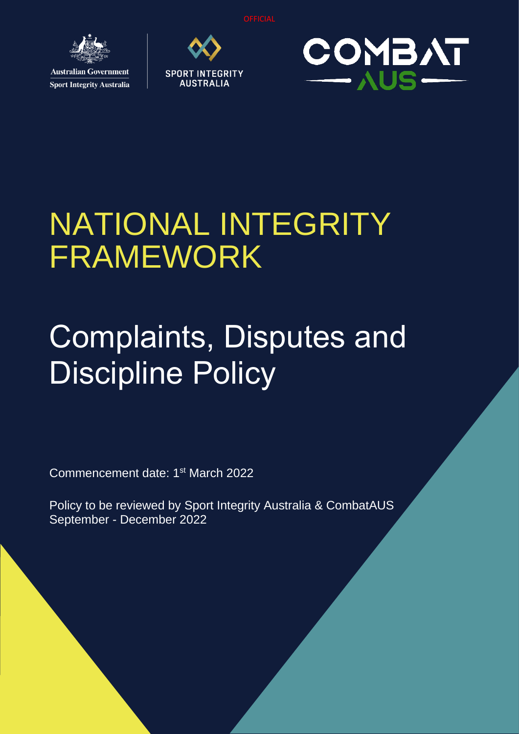OFFICIAL

Australian Government
Sport Integrity Australia

SPORT INTEGRITY AUSTRALIA

COMBAT AUS

# NATIONAL INTEGRITY FRAMEWORK

# Complaints, Disputes and Discipline Policy

Commencement date: 1st March 2022

Policy to be reviewed by Sport Integrity Australia & CombatAUS September - December 2022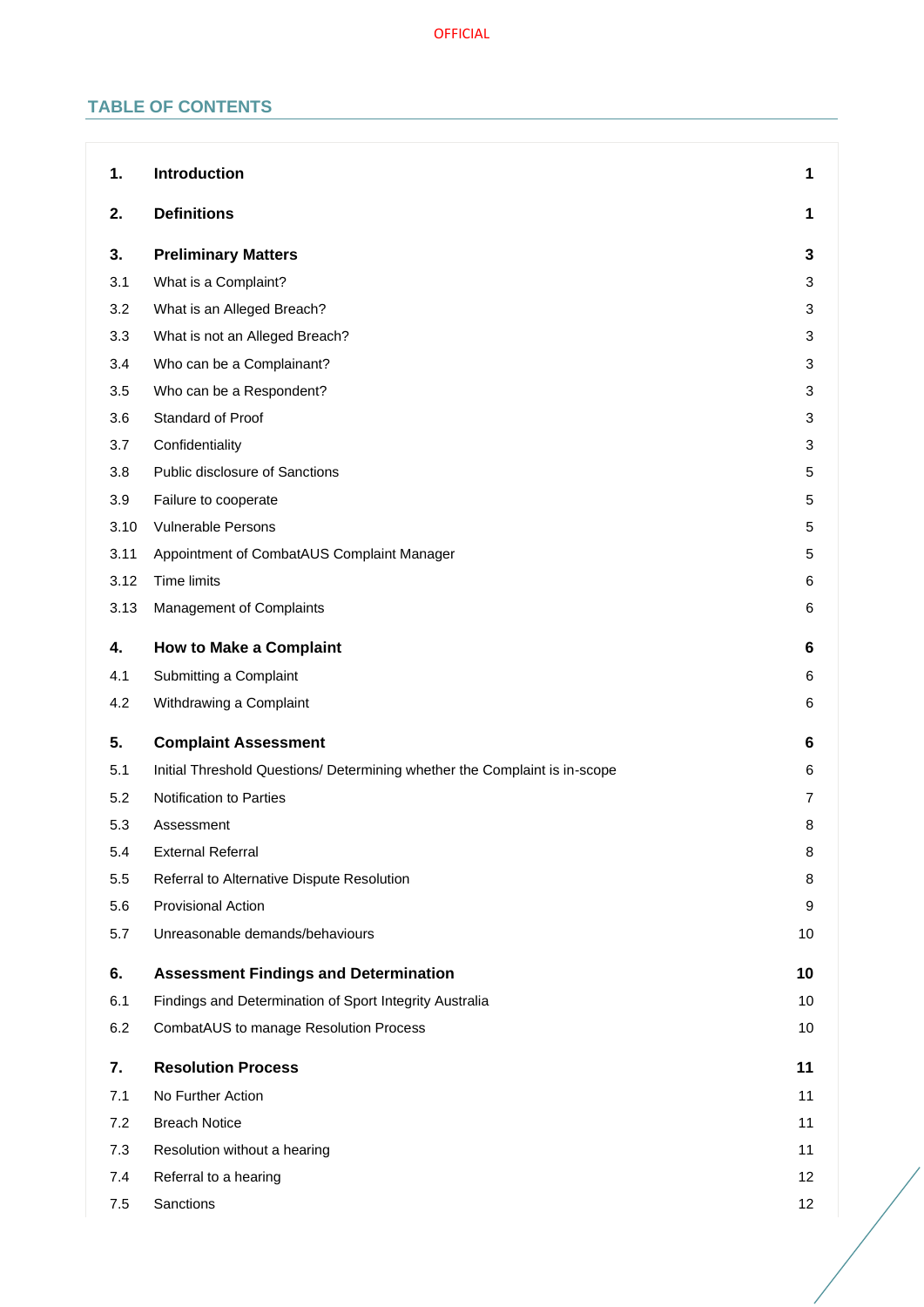## TABLE OF CONTENTS

| | | |
|---|---|---|
| **1.** | **Introduction** | **1** |
| **2.** | **Definitions** | **1** |
| **3.** | **Preliminary Matters** | **3** |
| 3.1 | What is a Complaint? | 3 |
| 3.2 | What is an Alleged Breach? | 3 |
| 3.3 | What is not an Alleged Breach? | 3 |
| 3.4 | Who can be a Complainant? | 3 |
| 3.5 | Who can be a Respondent? | 3 |
| 3.6 | Standard of Proof | 3 |
| 3.7 | Confidentiality | 3 |
| 3.8 | Public disclosure of Sanctions | 5 |
| 3.9 | Failure to cooperate | 5 |
| 3.10 | Vulnerable Persons | 5 |
| 3.11 | Appointment of CombatAUS Complaint Manager | 5 |
| 3.12 | Time limits | 6 |
| 3.13 | Management of Complaints | 6 |
| **4.** | **How to Make a Complaint** | **6** |
| 4.1 | Submitting a Complaint | 6 |
| 4.2 | Withdrawing a Complaint | 6 |
| **5.** | **Complaint Assessment** | **6** |
| 5.1 | Initial Threshold Questions/ Determining whether the Complaint is in-scope | 6 |
| 5.2 | Notification to Parties | 7 |
| 5.3 | Assessment | 8 |
| 5.4 | External Referral | 8 |
| 5.5 | Referral to Alternative Dispute Resolution | 8 |
| 5.6 | Provisional Action | 9 |
| 5.7 | Unreasonable demands/behaviours | 10 |
| **6.** | **Assessment Findings and Determination** | **10** |
| 6.1 | Findings and Determination of Sport Integrity Australia | 10 |
| 6.2 | CombatAUS to manage Resolution Process | 10 |
| **7.** | **Resolution Process** | **11** |
| 7.1 | No Further Action | 11 |
| 7.2 | Breach Notice | 11 |
| 7.3 | Resolution without a hearing | 11 |
| 7.4 | Referral to a hearing | 12 |
| 7.5 | Sanctions | 12 |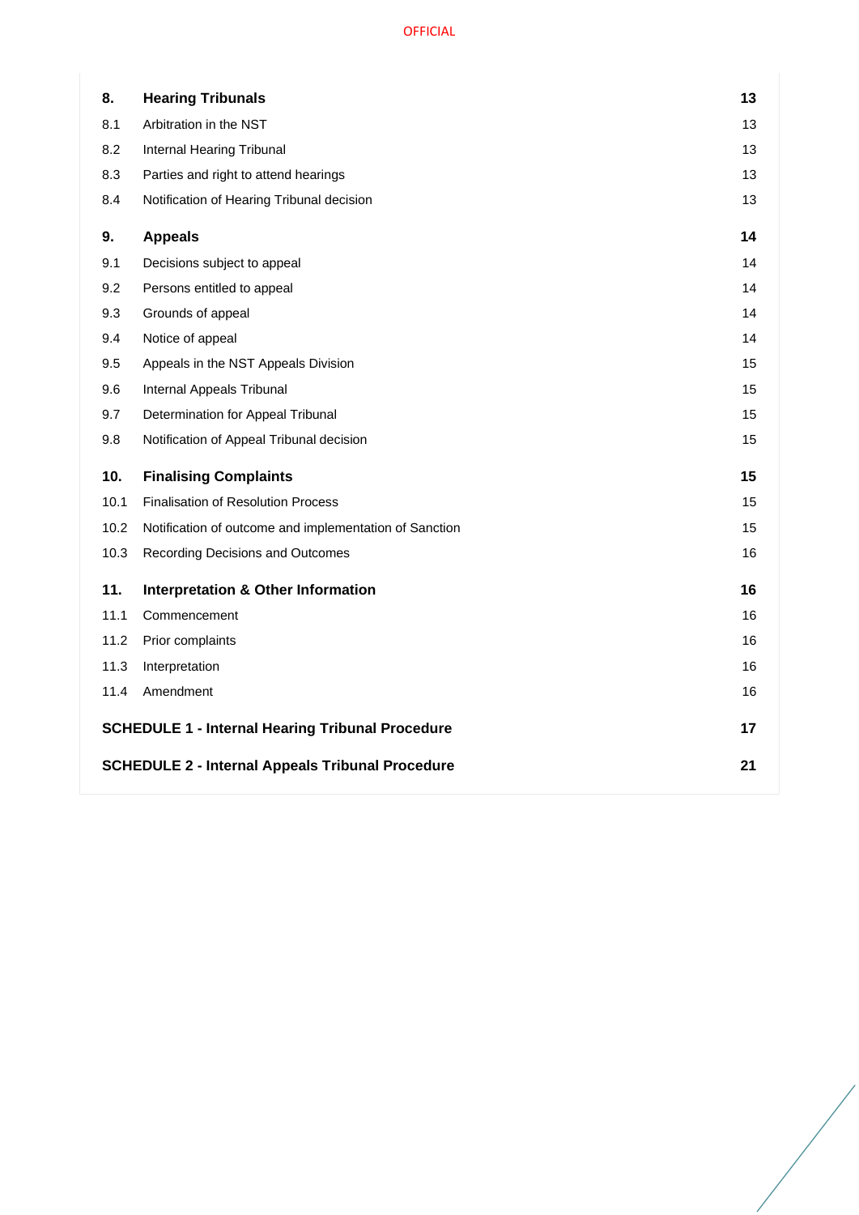| | | |
|---|---|---|
| **8.** | **Hearing Tribunals** | **13** |
| 8.1 | Arbitration in the NST | 13 |
| 8.2 | Internal Hearing Tribunal | 13 |
| 8.3 | Parties and right to attend hearings | 13 |
| 8.4 | Notification of Hearing Tribunal decision | 13 |
| **9.** | **Appeals** | **14** |
| 9.1 | Decisions subject to appeal | 14 |
| 9.2 | Persons entitled to appeal | 14 |
| 9.3 | Grounds of appeal | 14 |
| 9.4 | Notice of appeal | 14 |
| 9.5 | Appeals in the NST Appeals Division | 15 |
| 9.6 | Internal Appeals Tribunal | 15 |
| 9.7 | Determination for Appeal Tribunal | 15 |
| 9.8 | Notification of Appeal Tribunal decision | 15 |
| **10.** | **Finalising Complaints** | **15** |
| 10.1 | Finalisation of Resolution Process | 15 |
| 10.2 | Notification of outcome and implementation of Sanction | 15 |
| 10.3 | Recording Decisions and Outcomes | 16 |
| **11.** | **Interpretation & Other Information** | **16** |
| 11.1 | Commencement | 16 |
| 11.2 | Prior complaints | 16 |
| 11.3 | Interpretation | 16 |
| 11.4 | Amendment | 16 |
| **SCHEDULE 1 - Internal Hearing Tribunal Procedure** | | **17** |
| **SCHEDULE 2 - Internal Appeals Tribunal Procedure** | | **21** |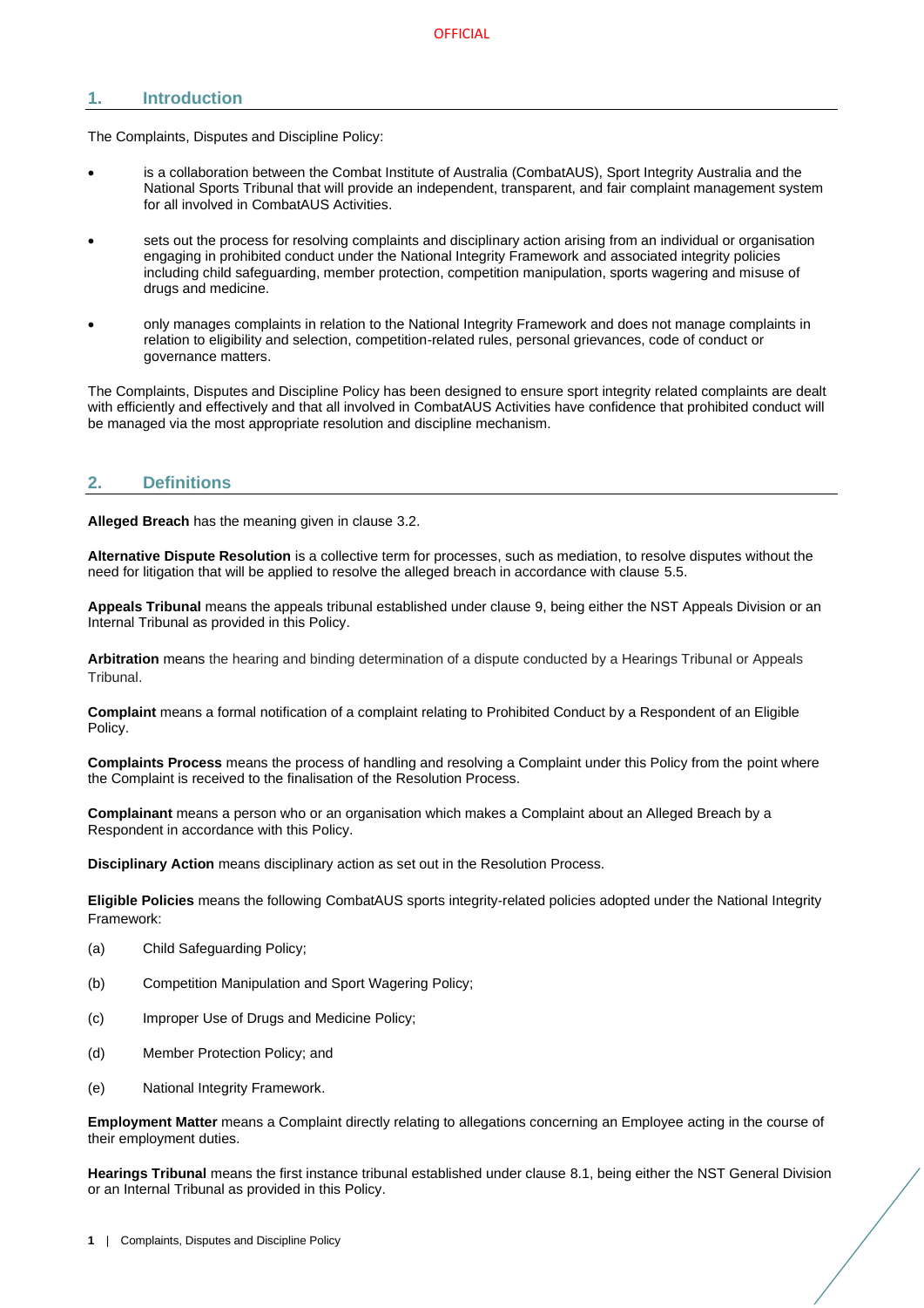## 1. Introduction

The Complaints, Disputes and Discipline Policy:

- is a collaboration between the Combat Institute of Australia (CombatAUS), Sport Integrity Australia and the National Sports Tribunal that will provide an independent, transparent, and fair complaint management system for all involved in CombatAUS Activities.
- sets out the process for resolving complaints and disciplinary action arising from an individual or organisation engaging in prohibited conduct under the National Integrity Framework and associated integrity policies including child safeguarding, member protection, competition manipulation, sports wagering and misuse of drugs and medicine.
- only manages complaints in relation to the National Integrity Framework and does not manage complaints in relation to eligibility and selection, competition-related rules, personal grievances, code of conduct or governance matters.

The Complaints, Disputes and Discipline Policy has been designed to ensure sport integrity related complaints are dealt with efficiently and effectively and that all involved in CombatAUS Activities have confidence that prohibited conduct will be managed via the most appropriate resolution and discipline mechanism.

## 2. Definitions

**Alleged Breach** has the meaning given in clause 3.2.

**Alternative Dispute Resolution** is a collective term for processes, such as mediation, to resolve disputes without the need for litigation that will be applied to resolve the alleged breach in accordance with clause 5.5.

**Appeals Tribunal** means the appeals tribunal established under clause 9, being either the NST Appeals Division or an Internal Tribunal as provided in this Policy.

**Arbitration** means the hearing and binding determination of a dispute conducted by a Hearings Tribunal or Appeals Tribunal.

**Complaint** means a formal notification of a complaint relating to Prohibited Conduct by a Respondent of an Eligible Policy.

**Complaints Process** means the process of handling and resolving a Complaint under this Policy from the point where the Complaint is received to the finalisation of the Resolution Process.

**Complainant** means a person who or an organisation which makes a Complaint about an Alleged Breach by a Respondent in accordance with this Policy.

**Disciplinary Action** means disciplinary action as set out in the Resolution Process.

**Eligible Policies** means the following CombatAUS sports integrity-related policies adopted under the National Integrity Framework:

(a) Child Safeguarding Policy;

(b) Competition Manipulation and Sport Wagering Policy;

(c) Improper Use of Drugs and Medicine Policy;

(d) Member Protection Policy; and

(e) National Integrity Framework.

**Employment Matter** means a Complaint directly relating to allegations concerning an Employee acting in the course of their employment duties.

**Hearings Tribunal** means the first instance tribunal established under clause 8.1, being either the NST General Division or an Internal Tribunal as provided in this Policy.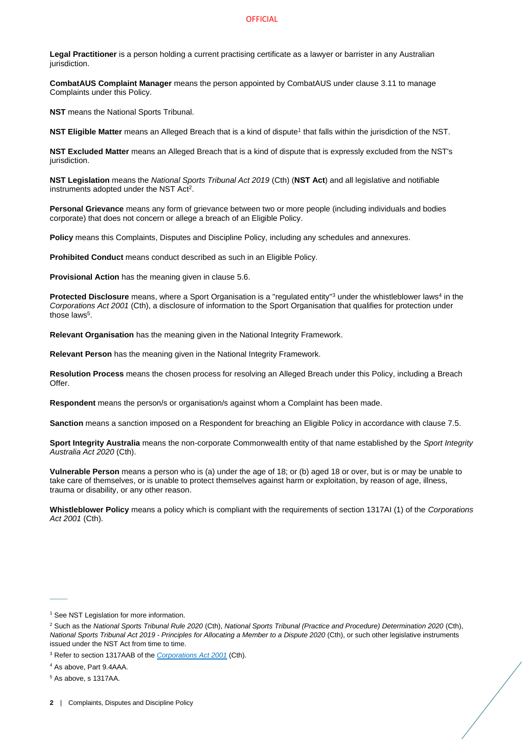**Legal Practitioner** is a person holding a current practising certificate as a lawyer or barrister in any Australian jurisdiction.

**CombatAUS Complaint Manager** means the person appointed by CombatAUS under clause 3.11 to manage Complaints under this Policy.

**NST** means the National Sports Tribunal.

**NST Eligible Matter** means an Alleged Breach that is a kind of dispute[1] that falls within the jurisdiction of the NST.

**NST Excluded Matter** means an Alleged Breach that is a kind of dispute that is expressly excluded from the NST's jurisdiction.

**NST Legislation** means the *National Sports Tribunal Act 2019* (Cth) (**NST Act**) and all legislative and notifiable instruments adopted under the NST Act[2].

**Personal Grievance** means any form of grievance between two or more people (including individuals and bodies corporate) that does not concern or allege a breach of an Eligible Policy.

**Policy** means this Complaints, Disputes and Discipline Policy, including any schedules and annexures.

**Prohibited Conduct** means conduct described as such in an Eligible Policy.

**Provisional Action** has the meaning given in clause 5.6.

**Protected Disclosure** means, where a Sport Organisation is a "regulated entity"[3] under the whistleblower laws[4] in the *Corporations Act 2001* (Cth), a disclosure of information to the Sport Organisation that qualifies for protection under those laws[5].

**Relevant Organisation** has the meaning given in the National Integrity Framework.

**Relevant Person** has the meaning given in the National Integrity Framework.

**Resolution Process** means the chosen process for resolving an Alleged Breach under this Policy, including a Breach Offer.

**Respondent** means the person/s or organisation/s against whom a Complaint has been made.

**Sanction** means a sanction imposed on a Respondent for breaching an Eligible Policy in accordance with clause 7.5.

**Sport Integrity Australia** means the non-corporate Commonwealth entity of that name established by the *Sport Integrity Australia Act 2020* (Cth).

**Vulnerable Person** means a person who is (a) under the age of 18; or (b) aged 18 or over, but is or may be unable to take care of themselves, or is unable to protect themselves against harm or exploitation, by reason of age, illness, trauma or disability, or any other reason.

**Whistleblower Policy** means a policy which is compliant with the requirements of section 1317AI (1) of the *Corporations Act 2001* (Cth).

---

[1] See NST Legislation for more information.

[2] Such as the *National Sports Tribunal Rule 2020* (Cth), *National Sports Tribunal (Practice and Procedure) Determination 2020* (Cth), *National Sports Tribunal Act 2019 - Principles for Allocating a Member to a Dispute 2020* (Cth), or such other legislative instruments issued under the NST Act from time to time.

[3] Refer to section 1317AAB of the *Corporations Act 2001* (Cth).

[4] As above, Part 9.4AAA.

[5] As above, s 1317AA.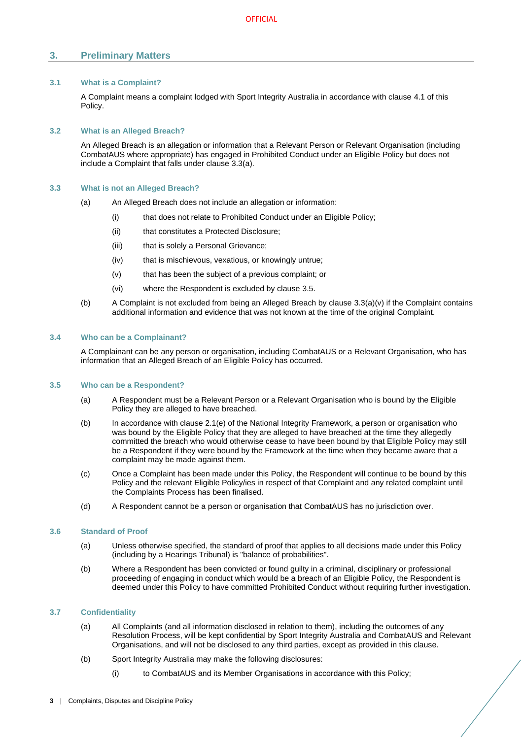## 3. Preliminary Matters

### 3.1 What is a Complaint?

A Complaint means a complaint lodged with Sport Integrity Australia in accordance with clause 4.1 of this Policy.

### 3.2 What is an Alleged Breach?

An Alleged Breach is an allegation or information that a Relevant Person or Relevant Organisation (including CombatAUS where appropriate) has engaged in Prohibited Conduct under an Eligible Policy but does not include a Complaint that falls under clause 3.3(a).

### 3.3 What is not an Alleged Breach?

(a) An Alleged Breach does not include an allegation or information:

- (i) that does not relate to Prohibited Conduct under an Eligible Policy;
- (ii) that constitutes a Protected Disclosure;
- (iii) that is solely a Personal Grievance;
- (iv) that is mischievous, vexatious, or knowingly untrue;
- (v) that has been the subject of a previous complaint; or
- (vi) where the Respondent is excluded by clause 3.5.

(b) A Complaint is not excluded from being an Alleged Breach by clause 3.3(a)(v) if the Complaint contains additional information and evidence that was not known at the time of the original Complaint.

### 3.4 Who can be a Complainant?

A Complainant can be any person or organisation, including CombatAUS or a Relevant Organisation, who has information that an Alleged Breach of an Eligible Policy has occurred.

### 3.5 Who can be a Respondent?

(a) A Respondent must be a Relevant Person or a Relevant Organisation who is bound by the Eligible Policy they are alleged to have breached.

(b) In accordance with clause 2.1(e) of the National Integrity Framework, a person or organisation who was bound by the Eligible Policy that they are alleged to have breached at the time they allegedly committed the breach who would otherwise cease to have been bound by that Eligible Policy may still be a Respondent if they were bound by the Framework at the time when they became aware that a complaint may be made against them.

(c) Once a Complaint has been made under this Policy, the Respondent will continue to be bound by this Policy and the relevant Eligible Policy/ies in respect of that Complaint and any related complaint until the Complaints Process has been finalised.

(d) A Respondent cannot be a person or organisation that CombatAUS has no jurisdiction over.

### 3.6 Standard of Proof

(a) Unless otherwise specified, the standard of proof that applies to all decisions made under this Policy (including by a Hearings Tribunal) is "balance of probabilities".

(b) Where a Respondent has been convicted or found guilty in a criminal, disciplinary or professional proceeding of engaging in conduct which would be a breach of an Eligible Policy, the Respondent is deemed under this Policy to have committed Prohibited Conduct without requiring further investigation.

### 3.7 Confidentiality

(a) All Complaints (and all information disclosed in relation to them), including the outcomes of any Resolution Process, will be kept confidential by Sport Integrity Australia and CombatAUS and Relevant Organisations, and will not be disclosed to any third parties, except as provided in this clause.

(b) Sport Integrity Australia may make the following disclosures:

- (i) to CombatAUS and its Member Organisations in accordance with this Policy;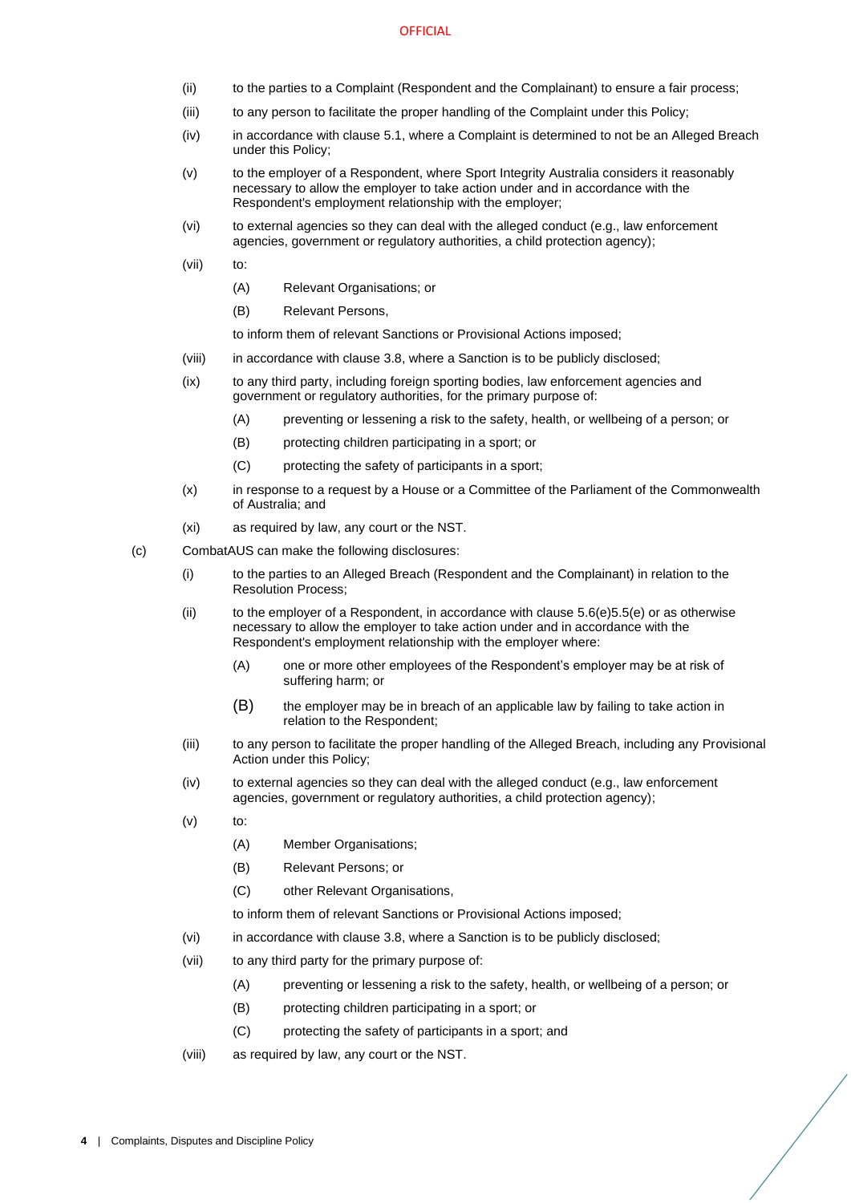(ii) to the parties to a Complaint (Respondent and the Complainant) to ensure a fair process;

(iii) to any person to facilitate the proper handling of the Complaint under this Policy;

(iv) in accordance with clause 5.1, where a Complaint is determined to not be an Alleged Breach under this Policy;

(v) to the employer of a Respondent, where Sport Integrity Australia considers it reasonably necessary to allow the employer to take action under and in accordance with the Respondent's employment relationship with the employer;

(vi) to external agencies so they can deal with the alleged conduct (e.g., law enforcement agencies, government or regulatory authorities, a child protection agency);

(vii) to:

  (A) Relevant Organisations; or

  (B) Relevant Persons,

  to inform them of relevant Sanctions or Provisional Actions imposed;

(viii) in accordance with clause 3.8, where a Sanction is to be publicly disclosed;

(ix) to any third party, including foreign sporting bodies, law enforcement agencies and government or regulatory authorities, for the primary purpose of:

  (A) preventing or lessening a risk to the safety, health, or wellbeing of a person; or

  (B) protecting children participating in a sport; or

  (C) protecting the safety of participants in a sport;

(x) in response to a request by a House or a Committee of the Parliament of the Commonwealth of Australia; and

(xi) as required by law, any court or the NST.

(c) CombatAUS can make the following disclosures:

  (i) to the parties to an Alleged Breach (Respondent and the Complainant) in relation to the Resolution Process;

  (ii) to the employer of a Respondent, in accordance with clause 5.6(e)5.5(e) or as otherwise necessary to allow the employer to take action under and in accordance with the Respondent's employment relationship with the employer where:

    (A) one or more other employees of the Respondent's employer may be at risk of suffering harm; or

    (B) the employer may be in breach of an applicable law by failing to take action in relation to the Respondent;

  (iii) to any person to facilitate the proper handling of the Alleged Breach, including any Provisional Action under this Policy;

  (iv) to external agencies so they can deal with the alleged conduct (e.g., law enforcement agencies, government or regulatory authorities, a child protection agency);

  (v) to:

    (A) Member Organisations;

    (B) Relevant Persons; or

    (C) other Relevant Organisations,

    to inform them of relevant Sanctions or Provisional Actions imposed;

  (vi) in accordance with clause 3.8, where a Sanction is to be publicly disclosed;

  (vii) to any third party for the primary purpose of:

    (A) preventing or lessening a risk to the safety, health, or wellbeing of a person; or

    (B) protecting children participating in a sport; or

    (C) protecting the safety of participants in a sport; and

  (viii) as required by law, any court or the NST.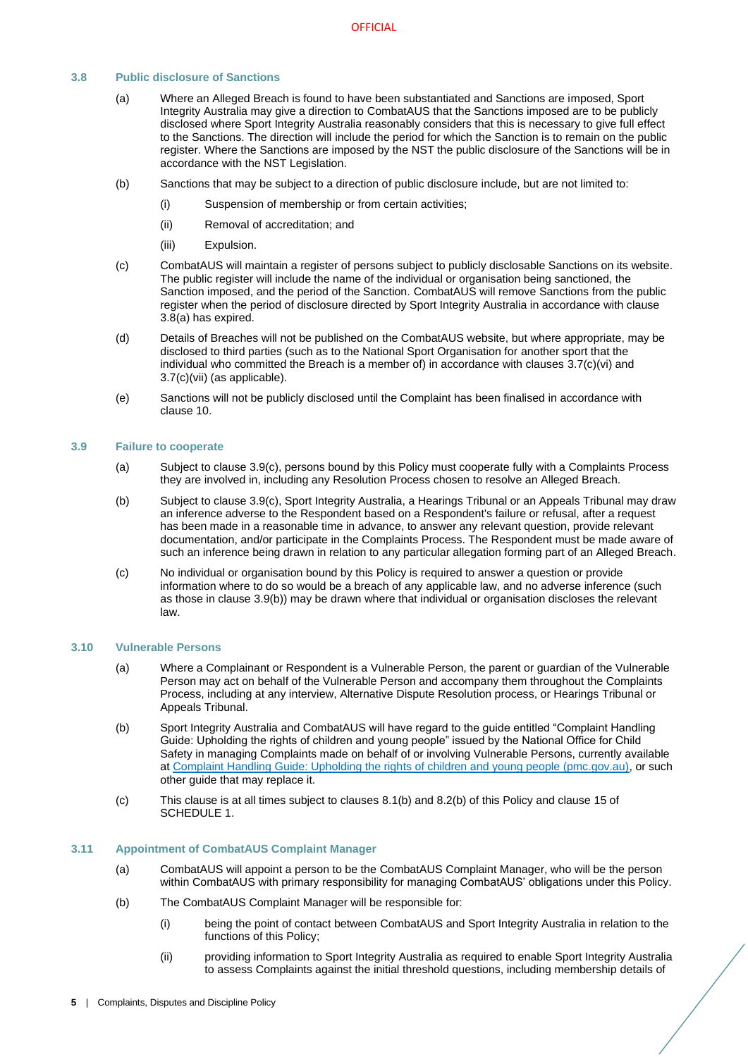### 3.8 Public disclosure of Sanctions

(a) Where an Alleged Breach is found to have been substantiated and Sanctions are imposed, Sport Integrity Australia may give a direction to CombatAUS that the Sanctions imposed are to be publicly disclosed where Sport Integrity Australia reasonably considers that this is necessary to give full effect to the Sanctions. The direction will include the period for which the Sanction is to remain on the public register. Where the Sanctions are imposed by the NST the public disclosure of the Sanctions will be in accordance with the NST Legislation.

(b) Sanctions that may be subject to a direction of public disclosure include, but are not limited to:

(i) Suspension of membership or from certain activities;

(ii) Removal of accreditation; and

(iii) Expulsion.

(c) CombatAUS will maintain a register of persons subject to publicly disclosable Sanctions on its website. The public register will include the name of the individual or organisation being sanctioned, the Sanction imposed, and the period of the Sanction. CombatAUS will remove Sanctions from the public register when the period of disclosure directed by Sport Integrity Australia in accordance with clause 3.8(a) has expired.

(d) Details of Breaches will not be published on the CombatAUS website, but where appropriate, may be disclosed to third parties (such as to the National Sport Organisation for another sport that the individual who committed the Breach is a member of) in accordance with clauses 3.7(c)(vi) and 3.7(c)(vii) (as applicable).

(e) Sanctions will not be publicly disclosed until the Complaint has been finalised in accordance with clause 10.

### 3.9 Failure to cooperate

(a) Subject to clause 3.9(c), persons bound by this Policy must cooperate fully with a Complaints Process they are involved in, including any Resolution Process chosen to resolve an Alleged Breach.

(b) Subject to clause 3.9(c), Sport Integrity Australia, a Hearings Tribunal or an Appeals Tribunal may draw an inference adverse to the Respondent based on a Respondent's failure or refusal, after a request has been made in a reasonable time in advance, to answer any relevant question, provide relevant documentation, and/or participate in the Complaints Process. The Respondent must be made aware of such an inference being drawn in relation to any particular allegation forming part of an Alleged Breach.

(c) No individual or organisation bound by this Policy is required to answer a question or provide information where to do so would be a breach of any applicable law, and no adverse inference (such as those in clause 3.9(b)) may be drawn where that individual or organisation discloses the relevant law.

### 3.10 Vulnerable Persons

(a) Where a Complainant or Respondent is a Vulnerable Person, the parent or guardian of the Vulnerable Person may act on behalf of the Vulnerable Person and accompany them throughout the Complaints Process, including at any interview, Alternative Dispute Resolution process, or Hearings Tribunal or Appeals Tribunal.

(b) Sport Integrity Australia and CombatAUS will have regard to the guide entitled "Complaint Handling Guide: Upholding the rights of children and young people" issued by the National Office for Child Safety in managing Complaints made on behalf of or involving Vulnerable Persons, currently available at [Complaint Handling Guide: Upholding the rights of children and young people (pmc.gov.au)](), or such other guide that may replace it.

(c) This clause is at all times subject to clauses 8.1(b) and 8.2(b) of this Policy and clause 15 of SCHEDULE 1.

### 3.11 Appointment of CombatAUS Complaint Manager

(a) CombatAUS will appoint a person to be the CombatAUS Complaint Manager, who will be the person within CombatAUS with primary responsibility for managing CombatAUS' obligations under this Policy.

(b) The CombatAUS Complaint Manager will be responsible for:

(i) being the point of contact between CombatAUS and Sport Integrity Australia in relation to the functions of this Policy;

(ii) providing information to Sport Integrity Australia as required to enable Sport Integrity Australia to assess Complaints against the initial threshold questions, including membership details of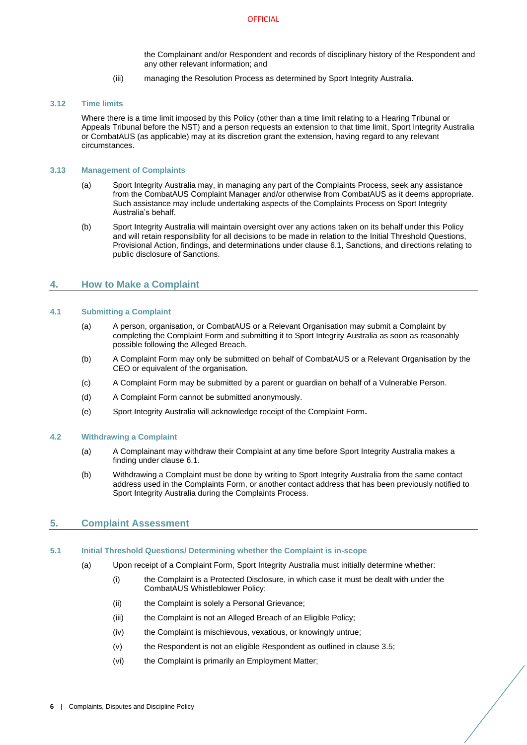the Complainant and/or Respondent and records of disciplinary history of the Respondent and any other relevant information; and

(iii) managing the Resolution Process as determined by Sport Integrity Australia.

### 3.12 Time limits

Where there is a time limit imposed by this Policy (other than a time limit relating to a Hearing Tribunal or Appeals Tribunal before the NST) and a person requests an extension to that time limit, Sport Integrity Australia or CombatAUS (as applicable) may at its discretion grant the extension, having regard to any relevant circumstances.

### 3.13 Management of Complaints

(a) Sport Integrity Australia may, in managing any part of the Complaints Process, seek any assistance from the CombatAUS Complaint Manager and/or otherwise from CombatAUS as it deems appropriate. Such assistance may include undertaking aspects of the Complaints Process on Sport Integrity Australia's behalf.

(b) Sport Integrity Australia will maintain oversight over any actions taken on its behalf under this Policy and will retain responsibility for all decisions to be made in relation to the Initial Threshold Questions, Provisional Action, findings, and determinations under clause 6.1, Sanctions, and directions relating to public disclosure of Sanctions.

## 4. How to Make a Complaint

### 4.1 Submitting a Complaint

(a) A person, organisation, or CombatAUS or a Relevant Organisation may submit a Complaint by completing the Complaint Form and submitting it to Sport Integrity Australia as soon as reasonably possible following the Alleged Breach.

(b) A Complaint Form may only be submitted on behalf of CombatAUS or a Relevant Organisation by the CEO or equivalent of the organisation.

(c) A Complaint Form may be submitted by a parent or guardian on behalf of a Vulnerable Person.

(d) A Complaint Form cannot be submitted anonymously.

(e) Sport Integrity Australia will acknowledge receipt of the Complaint Form.

### 4.2 Withdrawing a Complaint

(a) A Complainant may withdraw their Complaint at any time before Sport Integrity Australia makes a finding under clause 6.1.

(b) Withdrawing a Complaint must be done by writing to Sport Integrity Australia from the same contact address used in the Complaints Form, or another contact address that has been previously notified to Sport Integrity Australia during the Complaints Process.

## 5. Complaint Assessment

### 5.1 Initial Threshold Questions/ Determining whether the Complaint is in-scope

(a) Upon receipt of a Complaint Form, Sport Integrity Australia must initially determine whether:

(i) the Complaint is a Protected Disclosure, in which case it must be dealt with under the CombatAUS Whistleblower Policy;

(ii) the Complaint is solely a Personal Grievance;

(iii) the Complaint is not an Alleged Breach of an Eligible Policy;

(iv) the Complaint is mischievous, vexatious, or knowingly untrue;

(v) the Respondent is not an eligible Respondent as outlined in clause 3.5;

(vi) the Complaint is primarily an Employment Matter;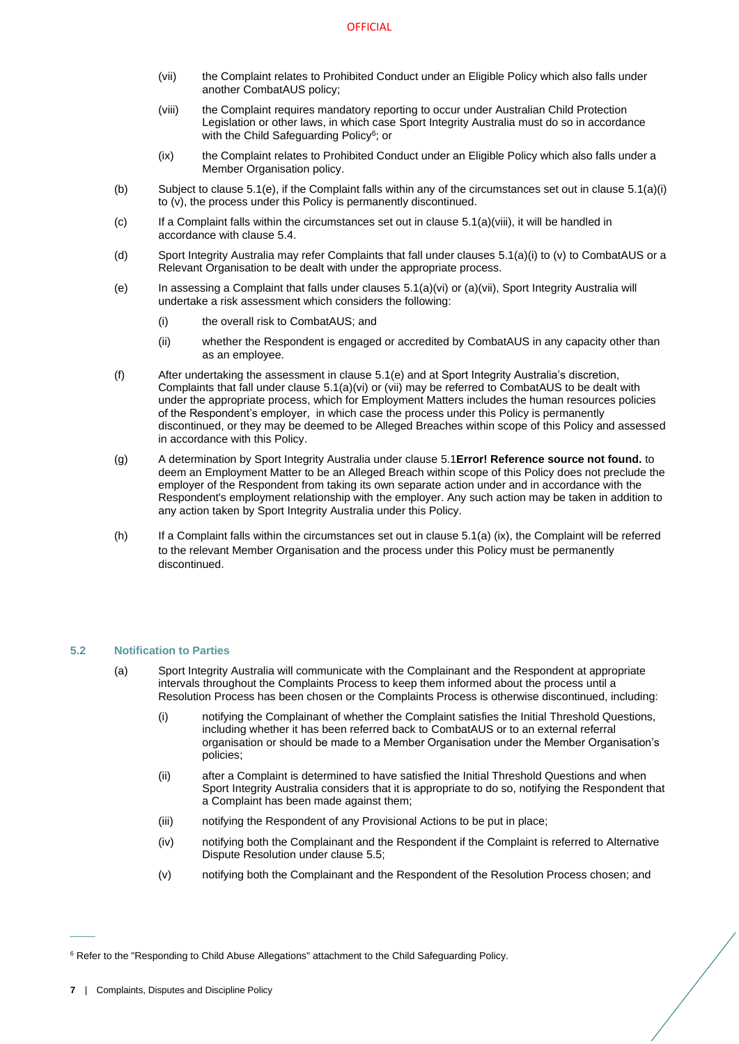(vii) the Complaint relates to Prohibited Conduct under an Eligible Policy which also falls under another CombatAUS policy;

(viii) the Complaint requires mandatory reporting to occur under Australian Child Protection Legislation or other laws, in which case Sport Integrity Australia must do so in accordance with the Child Safeguarding Policy[6]; or

(ix) the Complaint relates to Prohibited Conduct under an Eligible Policy which also falls under a Member Organisation policy.

(b) Subject to clause 5.1(e), if the Complaint falls within any of the circumstances set out in clause 5.1(a)(i) to (v), the process under this Policy is permanently discontinued.

(c) If a Complaint falls within the circumstances set out in clause 5.1(a)(viii), it will be handled in accordance with clause 5.4.

(d) Sport Integrity Australia may refer Complaints that fall under clauses 5.1(a)(i) to (v) to CombatAUS or a Relevant Organisation to be dealt with under the appropriate process.

(e) In assessing a Complaint that falls under clauses 5.1(a)(vi) or (a)(vii), Sport Integrity Australia will undertake a risk assessment which considers the following:

(i) the overall risk to CombatAUS; and

(ii) whether the Respondent is engaged or accredited by CombatAUS in any capacity other than as an employee.

(f) After undertaking the assessment in clause 5.1(e) and at Sport Integrity Australia's discretion, Complaints that fall under clause 5.1(a)(vi) or (vii) may be referred to CombatAUS to be dealt with under the appropriate process, which for Employment Matters includes the human resources policies of the Respondent's employer, in which case the process under this Policy is permanently discontinued, or they may be deemed to be Alleged Breaches within scope of this Policy and assessed in accordance with this Policy.

(g) A determination by Sport Integrity Australia under clause 5.1**Error! Reference source not found.** to deem an Employment Matter to be an Alleged Breach within scope of this Policy does not preclude the employer of the Respondent from taking its own separate action under and in accordance with the Respondent's employment relationship with the employer. Any such action may be taken in addition to any action taken by Sport Integrity Australia under this Policy.

(h) If a Complaint falls within the circumstances set out in clause 5.1(a) (ix), the Complaint will be referred to the relevant Member Organisation and the process under this Policy must be permanently discontinued.

### 5.2 Notification to Parties

(a) Sport Integrity Australia will communicate with the Complainant and the Respondent at appropriate intervals throughout the Complaints Process to keep them informed about the process until a Resolution Process has been chosen or the Complaints Process is otherwise discontinued, including:

(i) notifying the Complainant of whether the Complaint satisfies the Initial Threshold Questions, including whether it has been referred back to CombatAUS or to an external referral organisation or should be made to a Member Organisation under the Member Organisation's policies;

(ii) after a Complaint is determined to have satisfied the Initial Threshold Questions and when Sport Integrity Australia considers that it is appropriate to do so, notifying the Respondent that a Complaint has been made against them;

(iii) notifying the Respondent of any Provisional Actions to be put in place;

(iv) notifying both the Complainant and the Respondent if the Complaint is referred to Alternative Dispute Resolution under clause 5.5;

(v) notifying both the Complainant and the Respondent of the Resolution Process chosen; and

[6] Refer to the "Responding to Child Abuse Allegations" attachment to the Child Safeguarding Policy.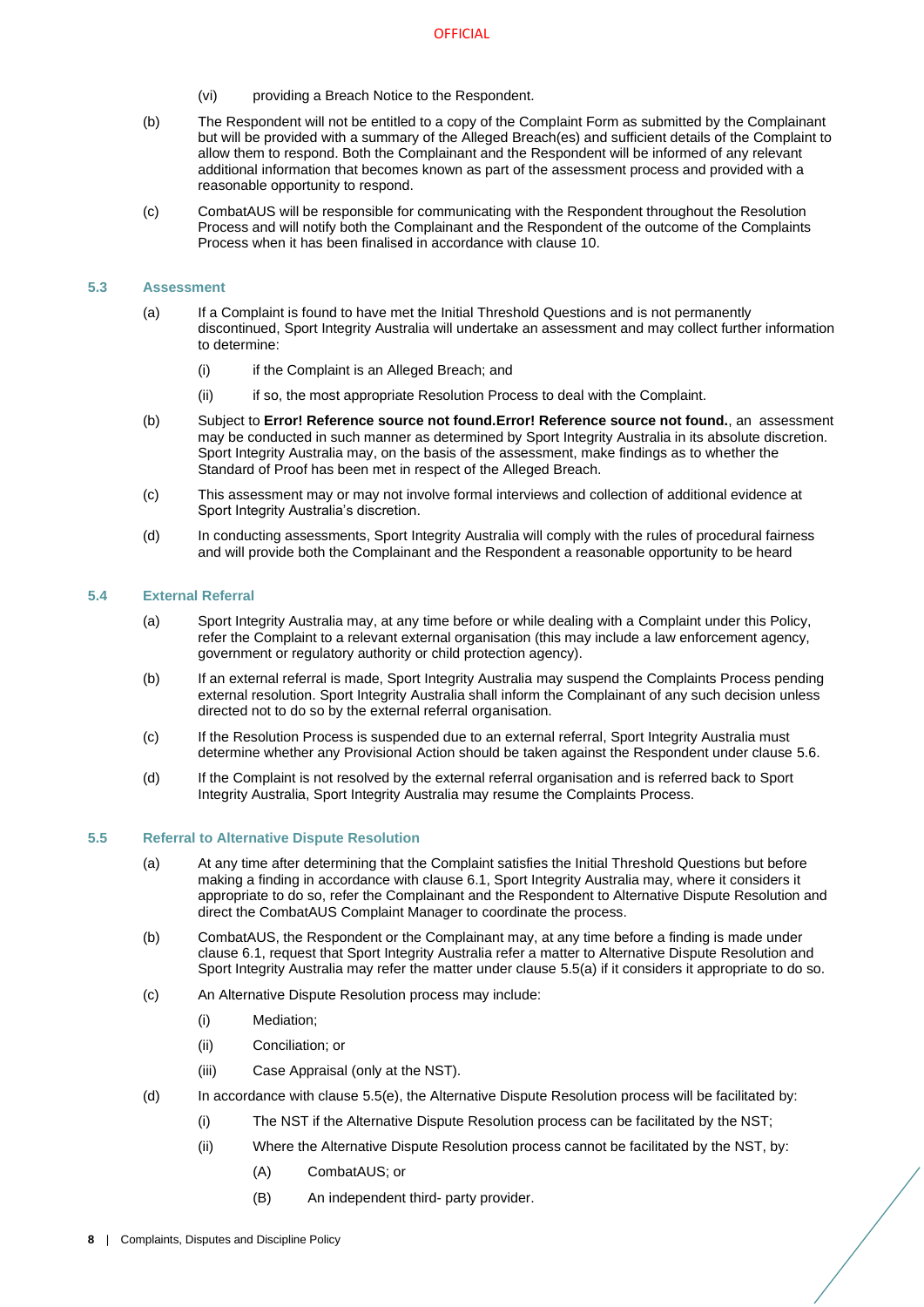(vi) providing a Breach Notice to the Respondent.

(b) The Respondent will not be entitled to a copy of the Complaint Form as submitted by the Complainant but will be provided with a summary of the Alleged Breach(es) and sufficient details of the Complaint to allow them to respond. Both the Complainant and the Respondent will be informed of any relevant additional information that becomes known as part of the assessment process and provided with a reasonable opportunity to respond.

(c) CombatAUS will be responsible for communicating with the Respondent throughout the Resolution Process and will notify both the Complainant and the Respondent of the outcome of the Complaints Process when it has been finalised in accordance with clause 10.

### 5.3 Assessment

(a) If a Complaint is found to have met the Initial Threshold Questions and is not permanently discontinued, Sport Integrity Australia will undertake an assessment and may collect further information to determine:

(i) if the Complaint is an Alleged Breach; and

(ii) if so, the most appropriate Resolution Process to deal with the Complaint.

(b) Subject to **Error! Reference source not found.Error! Reference source not found.**, an assessment may be conducted in such manner as determined by Sport Integrity Australia in its absolute discretion. Sport Integrity Australia may, on the basis of the assessment, make findings as to whether the Standard of Proof has been met in respect of the Alleged Breach.

(c) This assessment may or may not involve formal interviews and collection of additional evidence at Sport Integrity Australia's discretion.

(d) In conducting assessments, Sport Integrity Australia will comply with the rules of procedural fairness and will provide both the Complainant and the Respondent a reasonable opportunity to be heard

### 5.4 External Referral

(a) Sport Integrity Australia may, at any time before or while dealing with a Complaint under this Policy, refer the Complaint to a relevant external organisation (this may include a law enforcement agency, government or regulatory authority or child protection agency).

(b) If an external referral is made, Sport Integrity Australia may suspend the Complaints Process pending external resolution. Sport Integrity Australia shall inform the Complainant of any such decision unless directed not to do so by the external referral organisation.

(c) If the Resolution Process is suspended due to an external referral, Sport Integrity Australia must determine whether any Provisional Action should be taken against the Respondent under clause 5.6.

(d) If the Complaint is not resolved by the external referral organisation and is referred back to Sport Integrity Australia, Sport Integrity Australia may resume the Complaints Process.

### 5.5 Referral to Alternative Dispute Resolution

(a) At any time after determining that the Complaint satisfies the Initial Threshold Questions but before making a finding in accordance with clause 6.1, Sport Integrity Australia may, where it considers it appropriate to do so, refer the Complainant and the Respondent to Alternative Dispute Resolution and direct the CombatAUS Complaint Manager to coordinate the process.

(b) CombatAUS, the Respondent or the Complainant may, at any time before a finding is made under clause 6.1, request that Sport Integrity Australia refer a matter to Alternative Dispute Resolution and Sport Integrity Australia may refer the matter under clause 5.5(a) if it considers it appropriate to do so.

(c) An Alternative Dispute Resolution process may include:

(i) Mediation;

(ii) Conciliation; or

(iii) Case Appraisal (only at the NST).

(d) In accordance with clause 5.5(e), the Alternative Dispute Resolution process will be facilitated by:

(i) The NST if the Alternative Dispute Resolution process can be facilitated by the NST;

(ii) Where the Alternative Dispute Resolution process cannot be facilitated by the NST, by:

(A) CombatAUS; or

(B) An independent third- party provider.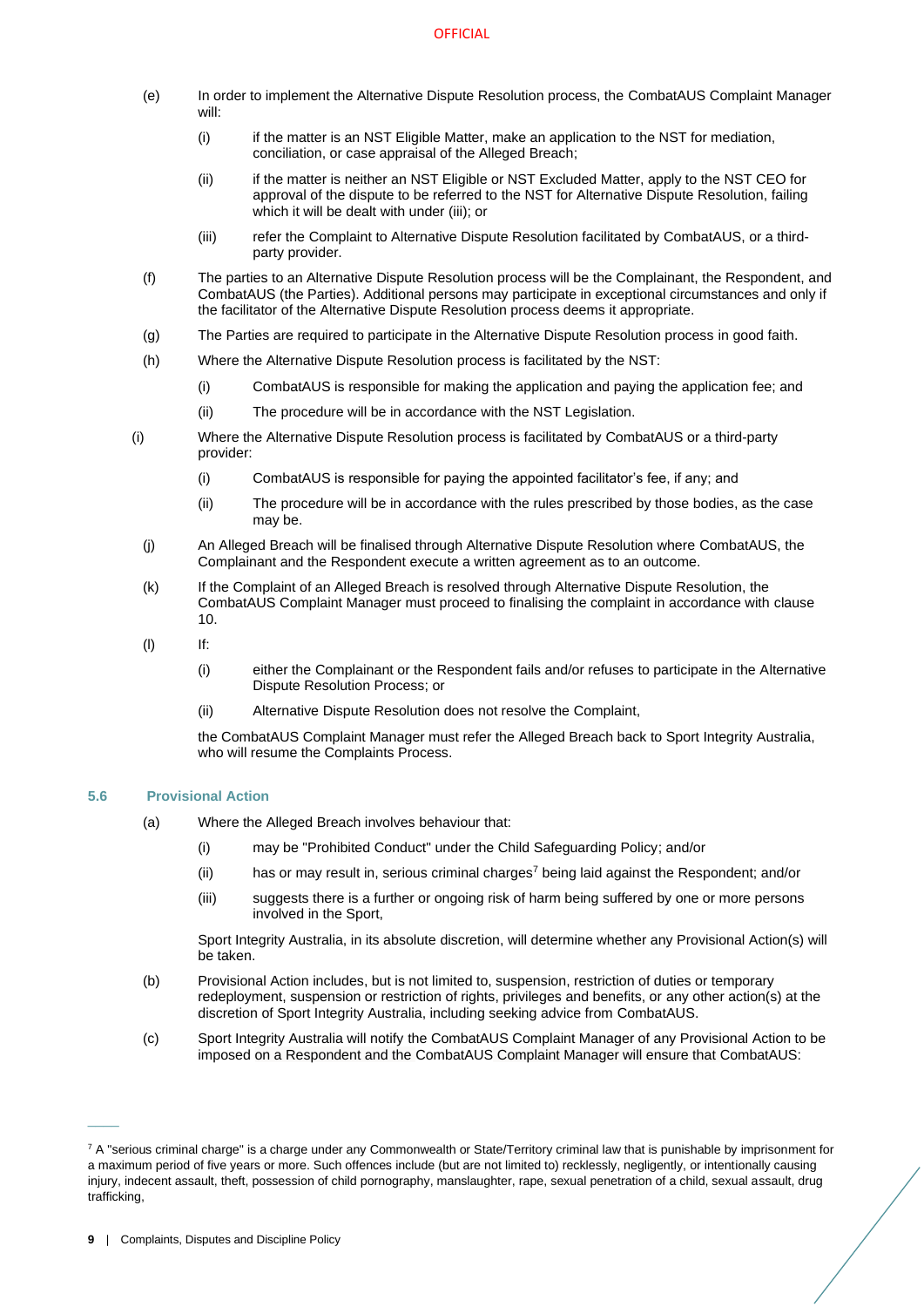(e) In order to implement the Alternative Dispute Resolution process, the CombatAUS Complaint Manager will:

  (i) if the matter is an NST Eligible Matter, make an application to the NST for mediation, conciliation, or case appraisal of the Alleged Breach;

  (ii) if the matter is neither an NST Eligible or NST Excluded Matter, apply to the NST CEO for approval of the dispute to be referred to the NST for Alternative Dispute Resolution, failing which it will be dealt with under (iii); or

  (iii) refer the Complaint to Alternative Dispute Resolution facilitated by CombatAUS, or a third-party provider.

(f) The parties to an Alternative Dispute Resolution process will be the Complainant, the Respondent, and CombatAUS (the Parties). Additional persons may participate in exceptional circumstances and only if the facilitator of the Alternative Dispute Resolution process deems it appropriate.

(g) The Parties are required to participate in the Alternative Dispute Resolution process in good faith.

(h) Where the Alternative Dispute Resolution process is facilitated by the NST:

  (i) CombatAUS is responsible for making the application and paying the application fee; and

  (ii) The procedure will be in accordance with the NST Legislation.

(i) Where the Alternative Dispute Resolution process is facilitated by CombatAUS or a third-party provider:

  (i) CombatAUS is responsible for paying the appointed facilitator's fee, if any; and

  (ii) The procedure will be in accordance with the rules prescribed by those bodies, as the case may be.

(j) An Alleged Breach will be finalised through Alternative Dispute Resolution where CombatAUS, the Complainant and the Respondent execute a written agreement as to an outcome.

(k) If the Complaint of an Alleged Breach is resolved through Alternative Dispute Resolution, the CombatAUS Complaint Manager must proceed to finalising the complaint in accordance with clause 10.

(l) If:

  (i) either the Complainant or the Respondent fails and/or refuses to participate in the Alternative Dispute Resolution Process; or

  (ii) Alternative Dispute Resolution does not resolve the Complaint,

  the CombatAUS Complaint Manager must refer the Alleged Breach back to Sport Integrity Australia, who will resume the Complaints Process.

### 5.6 Provisional Action

(a) Where the Alleged Breach involves behaviour that:

  (i) may be "Prohibited Conduct" under the Child Safeguarding Policy; and/or

  (ii) has or may result in, serious criminal charges[7] being laid against the Respondent; and/or

  (iii) suggests there is a further or ongoing risk of harm being suffered by one or more persons involved in the Sport,

  Sport Integrity Australia, in its absolute discretion, will determine whether any Provisional Action(s) will be taken.

(b) Provisional Action includes, but is not limited to, suspension, restriction of duties or temporary redeployment, suspension or restriction of rights, privileges and benefits, or any other action(s) at the discretion of Sport Integrity Australia, including seeking advice from CombatAUS.

(c) Sport Integrity Australia will notify the CombatAUS Complaint Manager of any Provisional Action to be imposed on a Respondent and the CombatAUS Complaint Manager will ensure that CombatAUS:

---

[7] A "serious criminal charge" is a charge under any Commonwealth or State/Territory criminal law that is punishable by imprisonment for a maximum period of five years or more. Such offences include (but are not limited to) recklessly, negligently, or intentionally causing injury, indecent assault, theft, possession of child pornography, manslaughter, rape, sexual penetration of a child, sexual assault, drug trafficking,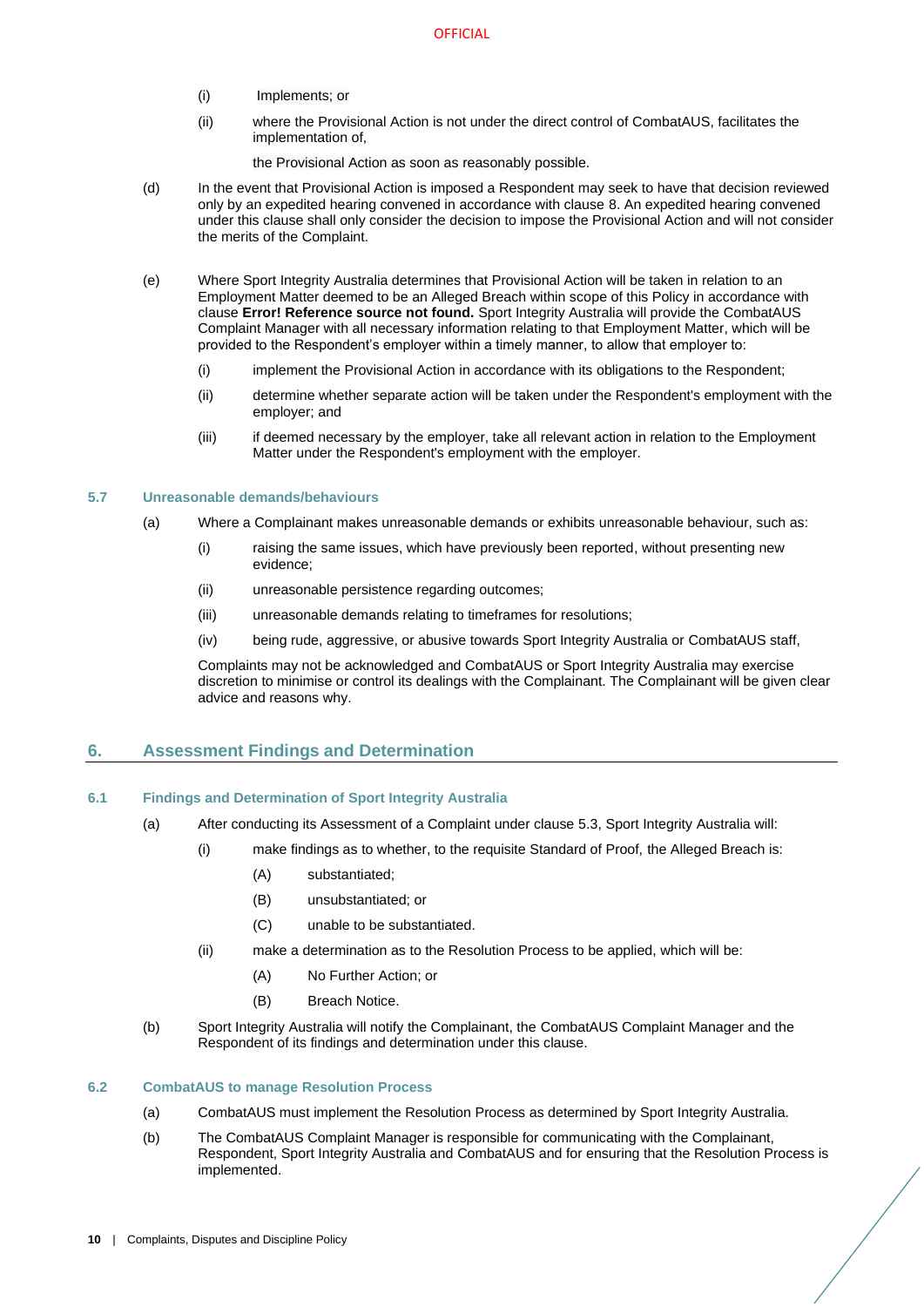(i) Implements; or

(ii) where the Provisional Action is not under the direct control of CombatAUS, facilitates the implementation of,

the Provisional Action as soon as reasonably possible.

(d) In the event that Provisional Action is imposed a Respondent may seek to have that decision reviewed only by an expedited hearing convened in accordance with clause 8. An expedited hearing convened under this clause shall only consider the decision to impose the Provisional Action and will not consider the merits of the Complaint.

(e) Where Sport Integrity Australia determines that Provisional Action will be taken in relation to an Employment Matter deemed to be an Alleged Breach within scope of this Policy in accordance with clause **Error! Reference source not found.** Sport Integrity Australia will provide the CombatAUS Complaint Manager with all necessary information relating to that Employment Matter, which will be provided to the Respondent's employer within a timely manner, to allow that employer to:

(i) implement the Provisional Action in accordance with its obligations to the Respondent;

(ii) determine whether separate action will be taken under the Respondent's employment with the employer; and

(iii) if deemed necessary by the employer, take all relevant action in relation to the Employment Matter under the Respondent's employment with the employer.

### 5.7 Unreasonable demands/behaviours

(a) Where a Complainant makes unreasonable demands or exhibits unreasonable behaviour, such as:

(i) raising the same issues, which have previously been reported, without presenting new evidence;

(ii) unreasonable persistence regarding outcomes;

(iii) unreasonable demands relating to timeframes for resolutions;

(iv) being rude, aggressive, or abusive towards Sport Integrity Australia or CombatAUS staff,

Complaints may not be acknowledged and CombatAUS or Sport Integrity Australia may exercise discretion to minimise or control its dealings with the Complainant. The Complainant will be given clear advice and reasons why.

## 6. Assessment Findings and Determination

### 6.1 Findings and Determination of Sport Integrity Australia

(a) After conducting its Assessment of a Complaint under clause 5.3, Sport Integrity Australia will:

(i) make findings as to whether, to the requisite Standard of Proof, the Alleged Breach is:

(A) substantiated;

(B) unsubstantiated; or

(C) unable to be substantiated.

(ii) make a determination as to the Resolution Process to be applied, which will be:

(A) No Further Action; or

(B) Breach Notice.

(b) Sport Integrity Australia will notify the Complainant, the CombatAUS Complaint Manager and the Respondent of its findings and determination under this clause.

### 6.2 CombatAUS to manage Resolution Process

(a) CombatAUS must implement the Resolution Process as determined by Sport Integrity Australia.

(b) The CombatAUS Complaint Manager is responsible for communicating with the Complainant, Respondent, Sport Integrity Australia and CombatAUS and for ensuring that the Resolution Process is implemented.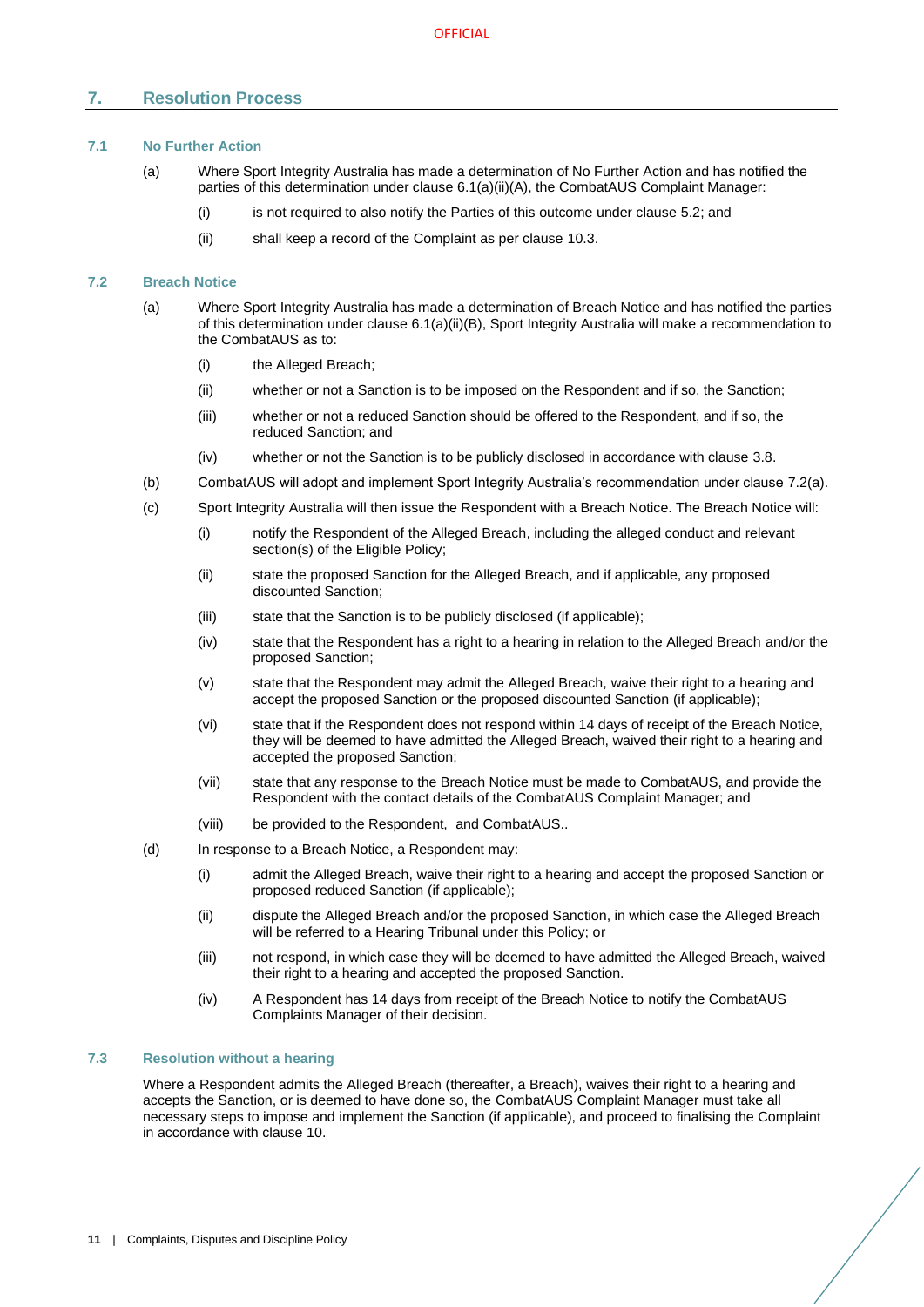## 7. Resolution Process

### 7.1 No Further Action

(a) Where Sport Integrity Australia has made a determination of No Further Action and has notified the parties of this determination under clause 6.1(a)(ii)(A), the CombatAUS Complaint Manager:

(i) is not required to also notify the Parties of this outcome under clause 5.2; and

(ii) shall keep a record of the Complaint as per clause 10.3.

### 7.2 Breach Notice

(a) Where Sport Integrity Australia has made a determination of Breach Notice and has notified the parties of this determination under clause 6.1(a)(ii)(B), Sport Integrity Australia will make a recommendation to the CombatAUS as to:

(i) the Alleged Breach;

(ii) whether or not a Sanction is to be imposed on the Respondent and if so, the Sanction;

(iii) whether or not a reduced Sanction should be offered to the Respondent, and if so, the reduced Sanction; and

(iv) whether or not the Sanction is to be publicly disclosed in accordance with clause 3.8.

(b) CombatAUS will adopt and implement Sport Integrity Australia's recommendation under clause 7.2(a).

(c) Sport Integrity Australia will then issue the Respondent with a Breach Notice. The Breach Notice will:

(i) notify the Respondent of the Alleged Breach, including the alleged conduct and relevant section(s) of the Eligible Policy;

(ii) state the proposed Sanction for the Alleged Breach, and if applicable, any proposed discounted Sanction;

(iii) state that the Sanction is to be publicly disclosed (if applicable);

(iv) state that the Respondent has a right to a hearing in relation to the Alleged Breach and/or the proposed Sanction;

(v) state that the Respondent may admit the Alleged Breach, waive their right to a hearing and accept the proposed Sanction or the proposed discounted Sanction (if applicable);

(vi) state that if the Respondent does not respond within 14 days of receipt of the Breach Notice, they will be deemed to have admitted the Alleged Breach, waived their right to a hearing and accepted the proposed Sanction;

(vii) state that any response to the Breach Notice must be made to CombatAUS, and provide the Respondent with the contact details of the CombatAUS Complaint Manager; and

(viii) be provided to the Respondent, and CombatAUS..

(d) In response to a Breach Notice, a Respondent may:

(i) admit the Alleged Breach, waive their right to a hearing and accept the proposed Sanction or proposed reduced Sanction (if applicable);

(ii) dispute the Alleged Breach and/or the proposed Sanction, in which case the Alleged Breach will be referred to a Hearing Tribunal under this Policy; or

(iii) not respond, in which case they will be deemed to have admitted the Alleged Breach, waived their right to a hearing and accepted the proposed Sanction.

(iv) A Respondent has 14 days from receipt of the Breach Notice to notify the CombatAUS Complaints Manager of their decision.

### 7.3 Resolution without a hearing

Where a Respondent admits the Alleged Breach (thereafter, a Breach), waives their right to a hearing and accepts the Sanction, or is deemed to have done so, the CombatAUS Complaint Manager must take all necessary steps to impose and implement the Sanction (if applicable), and proceed to finalising the Complaint in accordance with clause 10.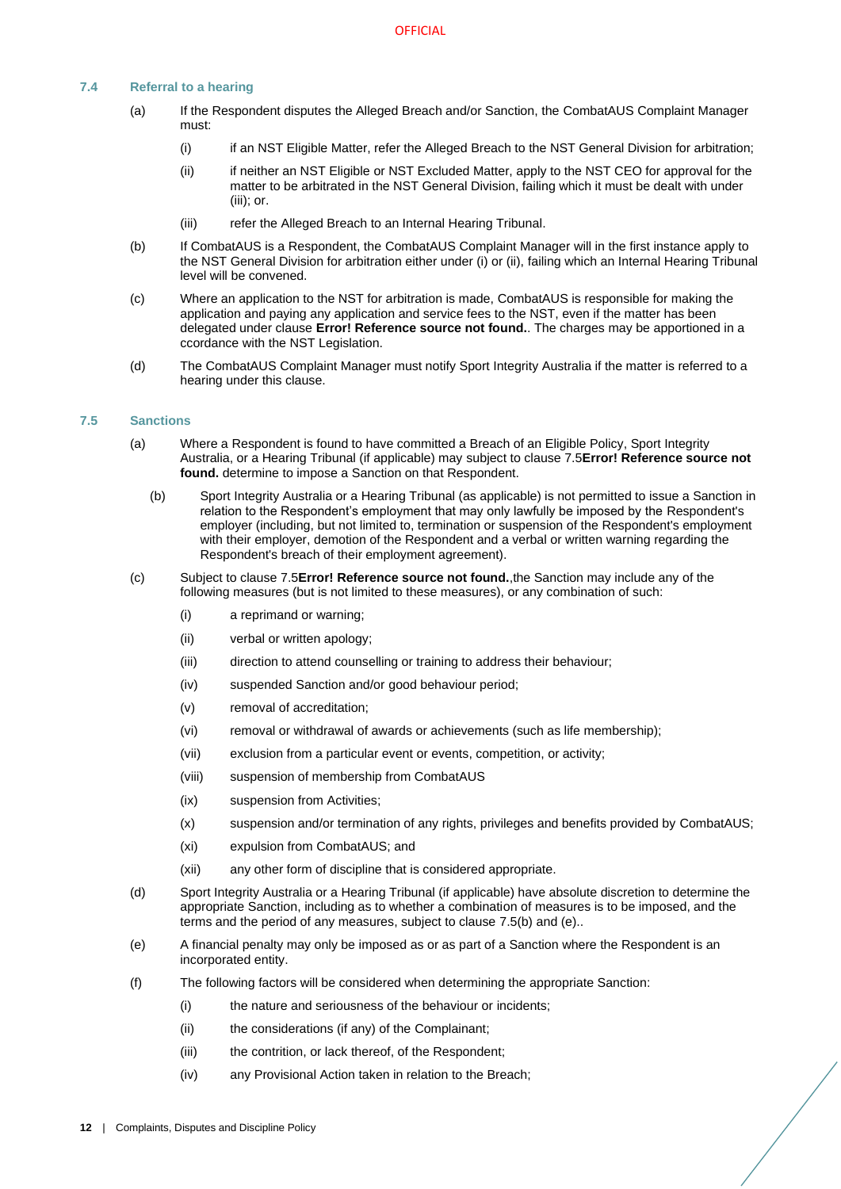### 7.4 Referral to a hearing

(a) If the Respondent disputes the Alleged Breach and/or Sanction, the CombatAUS Complaint Manager must:

(i) if an NST Eligible Matter, refer the Alleged Breach to the NST General Division for arbitration;

(ii) if neither an NST Eligible or NST Excluded Matter, apply to the NST CEO for approval for the matter to be arbitrated in the NST General Division, failing which it must be dealt with under (iii); or.

(iii) refer the Alleged Breach to an Internal Hearing Tribunal.

(b) If CombatAUS is a Respondent, the CombatAUS Complaint Manager will in the first instance apply to the NST General Division for arbitration either under (i) or (ii), failing which an Internal Hearing Tribunal level will be convened.

(c) Where an application to the NST for arbitration is made, CombatAUS is responsible for making the application and paying any application and service fees to the NST, even if the matter has been delegated under clause **Error! Reference source not found.**. The charges may be apportioned in a ccordance with the NST Legislation.

(d) The CombatAUS Complaint Manager must notify Sport Integrity Australia if the matter is referred to a hearing under this clause.

### 7.5 Sanctions

(a) Where a Respondent is found to have committed a Breach of an Eligible Policy, Sport Integrity Australia, or a Hearing Tribunal (if applicable) may subject to clause 7.5**Error! Reference source not found.** determine to impose a Sanction on that Respondent.

(b) Sport Integrity Australia or a Hearing Tribunal (as applicable) is not permitted to issue a Sanction in relation to the Respondent's employment that may only lawfully be imposed by the Respondent's employer (including, but not limited to, termination or suspension of the Respondent's employment with their employer, demotion of the Respondent and a verbal or written warning regarding the Respondent's breach of their employment agreement).

(c) Subject to clause 7.5**Error! Reference source not found.**,the Sanction may include any of the following measures (but is not limited to these measures), or any combination of such:

(i) a reprimand or warning;

(ii) verbal or written apology;

(iii) direction to attend counselling or training to address their behaviour;

(iv) suspended Sanction and/or good behaviour period;

(v) removal of accreditation;

(vi) removal or withdrawal of awards or achievements (such as life membership);

(vii) exclusion from a particular event or events, competition, or activity;

(viii) suspension of membership from CombatAUS

(ix) suspension from Activities;

(x) suspension and/or termination of any rights, privileges and benefits provided by CombatAUS;

(xi) expulsion from CombatAUS; and

(xii) any other form of discipline that is considered appropriate.

(d) Sport Integrity Australia or a Hearing Tribunal (if applicable) have absolute discretion to determine the appropriate Sanction, including as to whether a combination of measures is to be imposed, and the terms and the period of any measures, subject to clause 7.5(b) and (e)..

(e) A financial penalty may only be imposed as or as part of a Sanction where the Respondent is an incorporated entity.

(f) The following factors will be considered when determining the appropriate Sanction:

(i) the nature and seriousness of the behaviour or incidents;

(ii) the considerations (if any) of the Complainant;

(iii) the contrition, or lack thereof, of the Respondent;

(iv) any Provisional Action taken in relation to the Breach;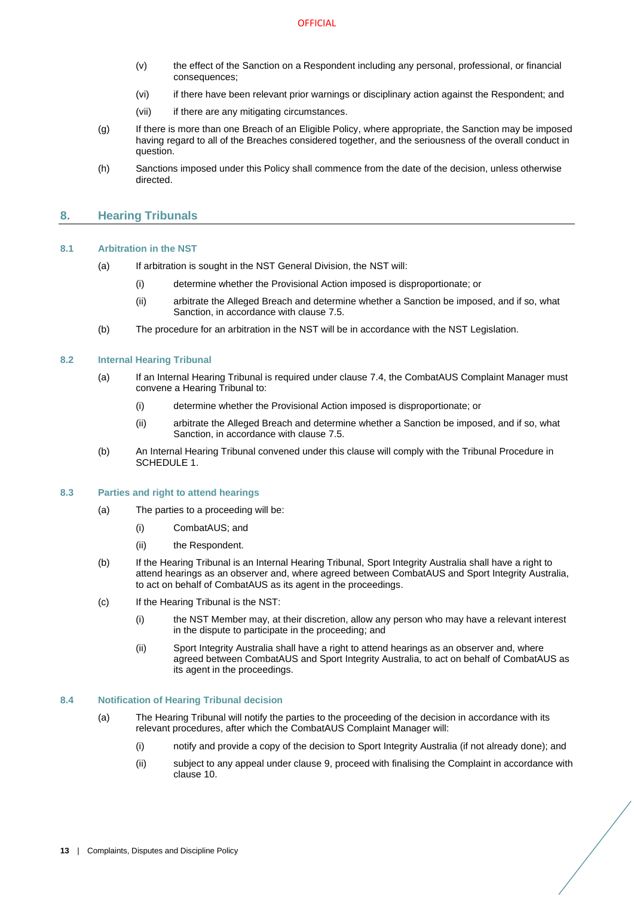(v) the effect of the Sanction on a Respondent including any personal, professional, or financial consequences;

(vi) if there have been relevant prior warnings or disciplinary action against the Respondent; and

(vii) if there are any mitigating circumstances.

(g) If there is more than one Breach of an Eligible Policy, where appropriate, the Sanction may be imposed having regard to all of the Breaches considered together, and the seriousness of the overall conduct in question.

(h) Sanctions imposed under this Policy shall commence from the date of the decision, unless otherwise directed.

## 8. Hearing Tribunals

### 8.1 Arbitration in the NST

(a) If arbitration is sought in the NST General Division, the NST will:

(i) determine whether the Provisional Action imposed is disproportionate; or

(ii) arbitrate the Alleged Breach and determine whether a Sanction be imposed, and if so, what Sanction, in accordance with clause 7.5.

(b) The procedure for an arbitration in the NST will be in accordance with the NST Legislation.

### 8.2 Internal Hearing Tribunal

(a) If an Internal Hearing Tribunal is required under clause 7.4, the CombatAUS Complaint Manager must convene a Hearing Tribunal to:

(i) determine whether the Provisional Action imposed is disproportionate; or

(ii) arbitrate the Alleged Breach and determine whether a Sanction be imposed, and if so, what Sanction, in accordance with clause 7.5.

(b) An Internal Hearing Tribunal convened under this clause will comply with the Tribunal Procedure in SCHEDULE 1.

### 8.3 Parties and right to attend hearings

(a) The parties to a proceeding will be:

(i) CombatAUS; and

(ii) the Respondent.

(b) If the Hearing Tribunal is an Internal Hearing Tribunal, Sport Integrity Australia shall have a right to attend hearings as an observer and, where agreed between CombatAUS and Sport Integrity Australia, to act on behalf of CombatAUS as its agent in the proceedings.

(c) If the Hearing Tribunal is the NST:

(i) the NST Member may, at their discretion, allow any person who may have a relevant interest in the dispute to participate in the proceeding; and

(ii) Sport Integrity Australia shall have a right to attend hearings as an observer and, where agreed between CombatAUS and Sport Integrity Australia, to act on behalf of CombatAUS as its agent in the proceedings.

### 8.4 Notification of Hearing Tribunal decision

(a) The Hearing Tribunal will notify the parties to the proceeding of the decision in accordance with its relevant procedures, after which the CombatAUS Complaint Manager will:

(i) notify and provide a copy of the decision to Sport Integrity Australia (if not already done); and

(ii) subject to any appeal under clause 9, proceed with finalising the Complaint in accordance with clause 10.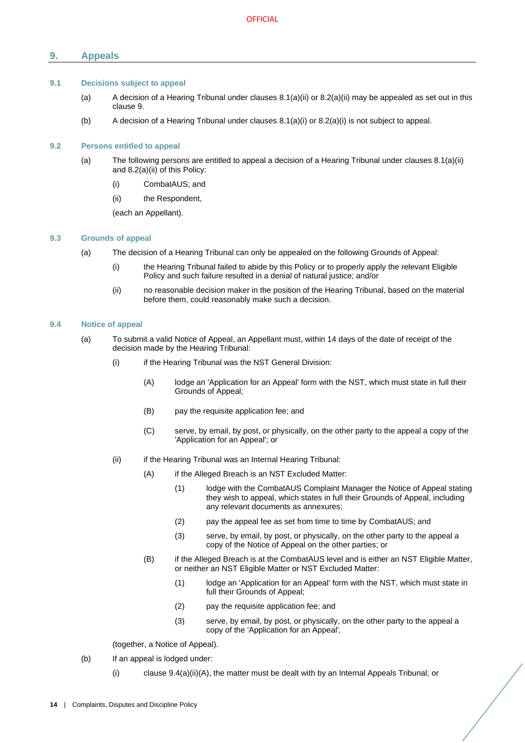## 9. Appeals

### 9.1 Decisions subject to appeal

(a) A decision of a Hearing Tribunal under clauses 8.1(a)(ii) or 8.2(a)(ii) may be appealed as set out in this clause 9.

(b) A decision of a Hearing Tribunal under clauses 8.1(a)(i) or 8.2(a)(i) is not subject to appeal.

### 9.2 Persons entitled to appeal

(a) The following persons are entitled to appeal a decision of a Hearing Tribunal under clauses 8.1(a)(ii) and 8.2(a)(ii) of this Policy:

  (i) CombatAUS; and

  (ii) the Respondent,

  (each an Appellant).

### 9.3 Grounds of appeal

(a) The decision of a Hearing Tribunal can only be appealed on the following Grounds of Appeal:

  (i) the Hearing Tribunal failed to abide by this Policy or to properly apply the relevant Eligible Policy and such failure resulted in a denial of natural justice; and/or

  (ii) no reasonable decision maker in the position of the Hearing Tribunal, based on the material before them, could reasonably make such a decision.

### 9.4 Notice of appeal

(a) To submit a valid Notice of Appeal, an Appellant must, within 14 days of the date of receipt of the decision made by the Hearing Tribunal:

  (i) if the Hearing Tribunal was the NST General Division:

    (A) lodge an 'Application for an Appeal' form with the NST, which must state in full their Grounds of Appeal;

    (B) pay the requisite application fee; and

    (C) serve, by email, by post, or physically, on the other party to the appeal a copy of the 'Application for an Appeal'; or

  (ii) if the Hearing Tribunal was an Internal Hearing Tribunal:

    (A) if the Alleged Breach is an NST Excluded Matter:

      (1) lodge with the CombatAUS Complaint Manager the Notice of Appeal stating they wish to appeal, which states in full their Grounds of Appeal, including any relevant documents as annexures;

      (2) pay the appeal fee as set from time to time by CombatAUS; and

      (3) serve, by email, by post, or physically, on the other party to the appeal a copy of the Notice of Appeal on the other parties; or

    (B) if the Alleged Breach is at the CombatAUS level and is either an NST Eligible Matter, or neither an NST Eligible Matter or NST Excluded Matter:

      (1) lodge an 'Application for an Appeal' form with the NST, which must state in full their Grounds of Appeal;

      (2) pay the requisite application fee; and

      (3) serve, by email, by post, or physically, on the other party to the appeal a copy of the 'Application for an Appeal',

  (together, a Notice of Appeal).

(b) If an appeal is lodged under:

  (i) clause 9.4(a)(ii)(A), the matter must be dealt with by an Internal Appeals Tribunal; or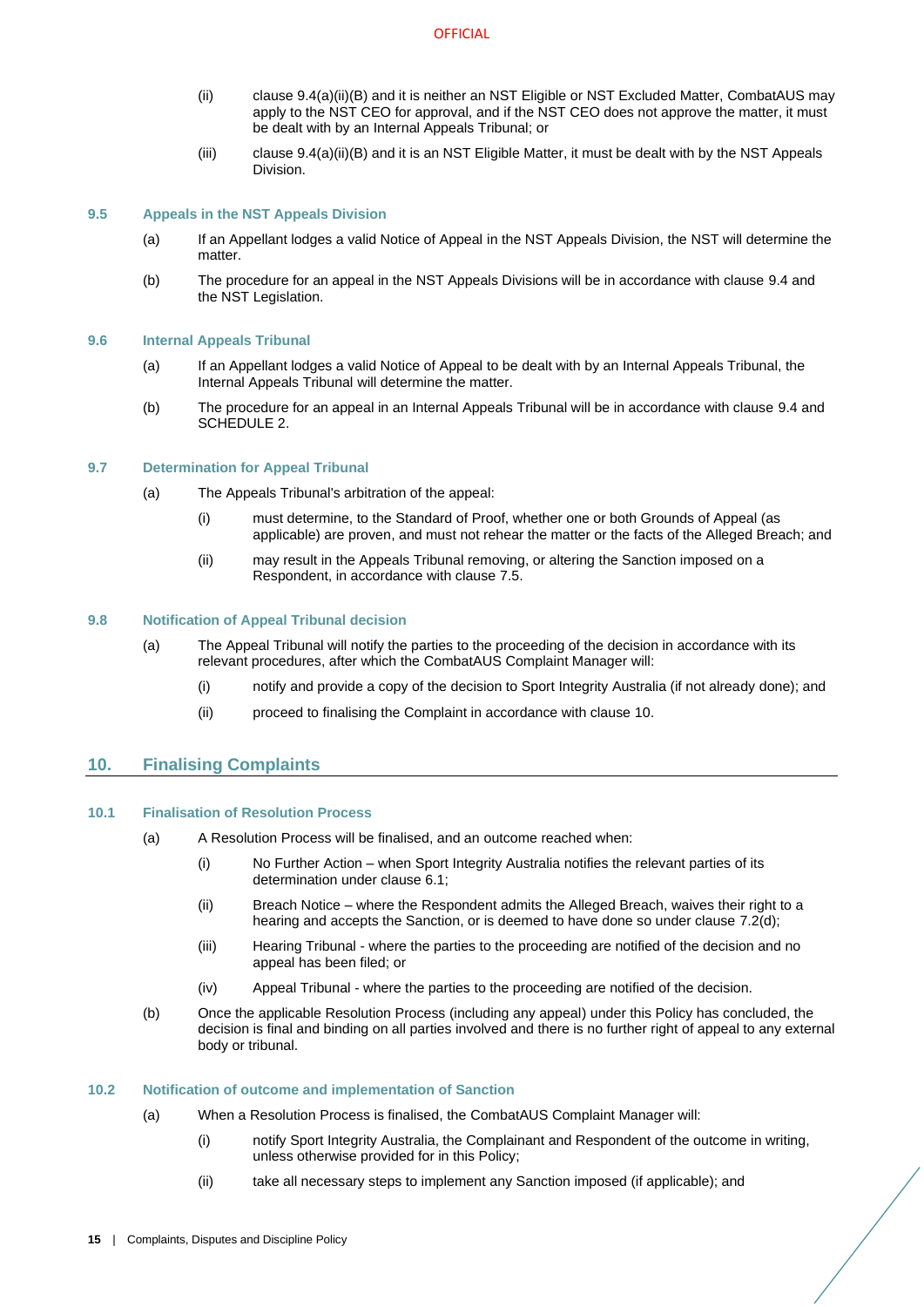(ii) clause 9.4(a)(ii)(B) and it is neither an NST Eligible or NST Excluded Matter, CombatAUS may apply to the NST CEO for approval, and if the NST CEO does not approve the matter, it must be dealt with by an Internal Appeals Tribunal; or

(iii) clause 9.4(a)(ii)(B) and it is an NST Eligible Matter, it must be dealt with by the NST Appeals Division.

### 9.5 Appeals in the NST Appeals Division

(a) If an Appellant lodges a valid Notice of Appeal in the NST Appeals Division, the NST will determine the matter.

(b) The procedure for an appeal in the NST Appeals Divisions will be in accordance with clause 9.4 and the NST Legislation.

### 9.6 Internal Appeals Tribunal

(a) If an Appellant lodges a valid Notice of Appeal to be dealt with by an Internal Appeals Tribunal, the Internal Appeals Tribunal will determine the matter.

(b) The procedure for an appeal in an Internal Appeals Tribunal will be in accordance with clause 9.4 and SCHEDULE 2.

### 9.7 Determination for Appeal Tribunal

(a) The Appeals Tribunal's arbitration of the appeal:

(i) must determine, to the Standard of Proof, whether one or both Grounds of Appeal (as applicable) are proven, and must not rehear the matter or the facts of the Alleged Breach; and

(ii) may result in the Appeals Tribunal removing, or altering the Sanction imposed on a Respondent, in accordance with clause 7.5.

### 9.8 Notification of Appeal Tribunal decision

(a) The Appeal Tribunal will notify the parties to the proceeding of the decision in accordance with its relevant procedures, after which the CombatAUS Complaint Manager will:

(i) notify and provide a copy of the decision to Sport Integrity Australia (if not already done); and

(ii) proceed to finalising the Complaint in accordance with clause 10.

## 10. Finalising Complaints

### 10.1 Finalisation of Resolution Process

(a) A Resolution Process will be finalised, and an outcome reached when:

(i) No Further Action – when Sport Integrity Australia notifies the relevant parties of its determination under clause 6.1;

(ii) Breach Notice – where the Respondent admits the Alleged Breach, waives their right to a hearing and accepts the Sanction, or is deemed to have done so under clause 7.2(d);

(iii) Hearing Tribunal - where the parties to the proceeding are notified of the decision and no appeal has been filed; or

(iv) Appeal Tribunal - where the parties to the proceeding are notified of the decision.

(b) Once the applicable Resolution Process (including any appeal) under this Policy has concluded, the decision is final and binding on all parties involved and there is no further right of appeal to any external body or tribunal.

### 10.2 Notification of outcome and implementation of Sanction

(a) When a Resolution Process is finalised, the CombatAUS Complaint Manager will:

(i) notify Sport Integrity Australia, the Complainant and Respondent of the outcome in writing, unless otherwise provided for in this Policy;

(ii) take all necessary steps to implement any Sanction imposed (if applicable); and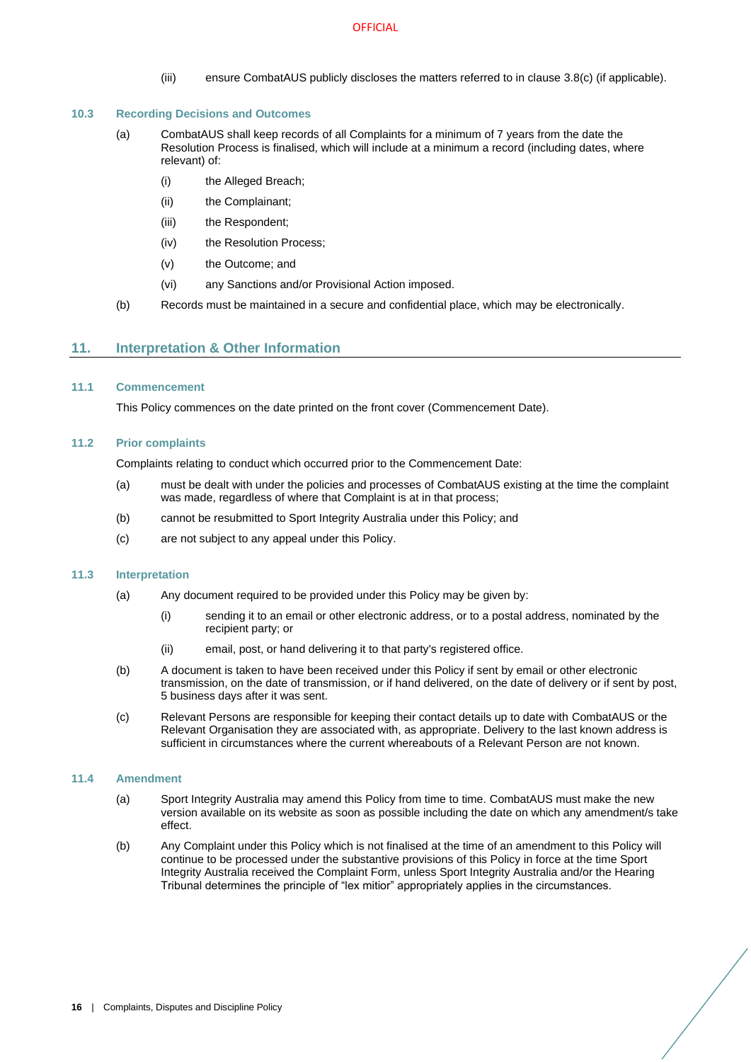(iii) ensure CombatAUS publicly discloses the matters referred to in clause 3.8(c) (if applicable).

### 10.3 Recording Decisions and Outcomes

(a) CombatAUS shall keep records of all Complaints for a minimum of 7 years from the date the Resolution Process is finalised, which will include at a minimum a record (including dates, where relevant) of:

(i) the Alleged Breach;

(ii) the Complainant;

(iii) the Respondent;

(iv) the Resolution Process;

(v) the Outcome; and

(vi) any Sanctions and/or Provisional Action imposed.

(b) Records must be maintained in a secure and confidential place, which may be electronically.

## 11. Interpretation & Other Information

### 11.1 Commencement

This Policy commences on the date printed on the front cover (Commencement Date).

### 11.2 Prior complaints

Complaints relating to conduct which occurred prior to the Commencement Date:

(a) must be dealt with under the policies and processes of CombatAUS existing at the time the complaint was made, regardless of where that Complaint is at in that process;

(b) cannot be resubmitted to Sport Integrity Australia under this Policy; and

(c) are not subject to any appeal under this Policy.

### 11.3 Interpretation

(a) Any document required to be provided under this Policy may be given by:

(i) sending it to an email or other electronic address, or to a postal address, nominated by the recipient party; or

(ii) email, post, or hand delivering it to that party's registered office.

(b) A document is taken to have been received under this Policy if sent by email or other electronic transmission, on the date of transmission, or if hand delivered, on the date of delivery or if sent by post, 5 business days after it was sent.

(c) Relevant Persons are responsible for keeping their contact details up to date with CombatAUS or the Relevant Organisation they are associated with, as appropriate. Delivery to the last known address is sufficient in circumstances where the current whereabouts of a Relevant Person are not known.

### 11.4 Amendment

(a) Sport Integrity Australia may amend this Policy from time to time. CombatAUS must make the new version available on its website as soon as possible including the date on which any amendment/s take effect.

(b) Any Complaint under this Policy which is not finalised at the time of an amendment to this Policy will continue to be processed under the substantive provisions of this Policy in force at the time Sport Integrity Australia received the Complaint Form, unless Sport Integrity Australia and/or the Hearing Tribunal determines the principle of "lex mitior" appropriately applies in the circumstances.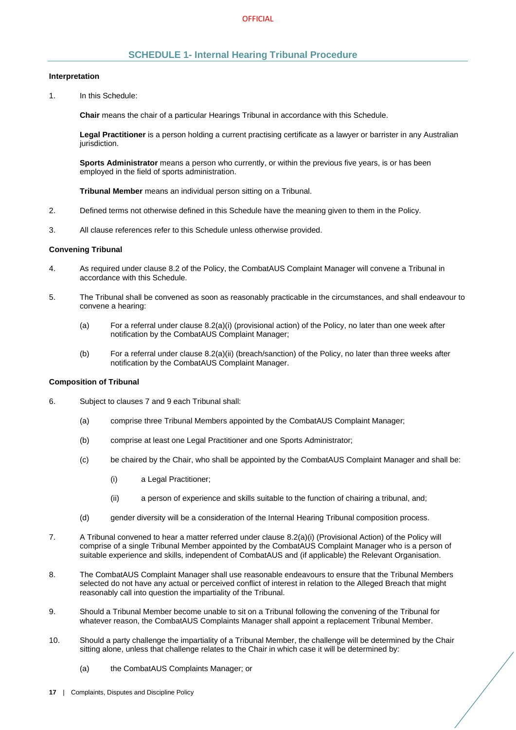## SCHEDULE 1- Internal Hearing Tribunal Procedure

**Interpretation**

1. In this Schedule:

   **Chair** means the chair of a particular Hearings Tribunal in accordance with this Schedule.

   **Legal Practitioner** is a person holding a current practising certificate as a lawyer or barrister in any Australian jurisdiction.

   **Sports Administrator** means a person who currently, or within the previous five years, is or has been employed in the field of sports administration.

   **Tribunal Member** means an individual person sitting on a Tribunal.

2. Defined terms not otherwise defined in this Schedule have the meaning given to them in the Policy.

3. All clause references refer to this Schedule unless otherwise provided.

**Convening Tribunal**

4. As required under clause 8.2 of the Policy, the CombatAUS Complaint Manager will convene a Tribunal in accordance with this Schedule.

5. The Tribunal shall be convened as soon as reasonably practicable in the circumstances, and shall endeavour to convene a hearing:

   (a) For a referral under clause 8.2(a)(i) (provisional action) of the Policy, no later than one week after notification by the CombatAUS Complaint Manager;

   (b) For a referral under clause 8.2(a)(ii) (breach/sanction) of the Policy, no later than three weeks after notification by the CombatAUS Complaint Manager.

**Composition of Tribunal**

6. Subject to clauses 7 and 9 each Tribunal shall:

   (a) comprise three Tribunal Members appointed by the CombatAUS Complaint Manager;

   (b) comprise at least one Legal Practitioner and one Sports Administrator;

   (c) be chaired by the Chair, who shall be appointed by the CombatAUS Complaint Manager and shall be:

      (i) a Legal Practitioner;

      (ii) a person of experience and skills suitable to the function of chairing a tribunal, and;

   (d) gender diversity will be a consideration of the Internal Hearing Tribunal composition process.

7. A Tribunal convened to hear a matter referred under clause 8.2(a)(i) (Provisional Action) of the Policy will comprise of a single Tribunal Member appointed by the CombatAUS Complaint Manager who is a person of suitable experience and skills, independent of CombatAUS and (if applicable) the Relevant Organisation.

8. The CombatAUS Complaint Manager shall use reasonable endeavours to ensure that the Tribunal Members selected do not have any actual or perceived conflict of interest in relation to the Alleged Breach that might reasonably call into question the impartiality of the Tribunal.

9. Should a Tribunal Member become unable to sit on a Tribunal following the convening of the Tribunal for whatever reason, the CombatAUS Complaints Manager shall appoint a replacement Tribunal Member.

10. Should a party challenge the impartiality of a Tribunal Member, the challenge will be determined by the Chair sitting alone, unless that challenge relates to the Chair in which case it will be determined by:

    (a) the CombatAUS Complaints Manager; or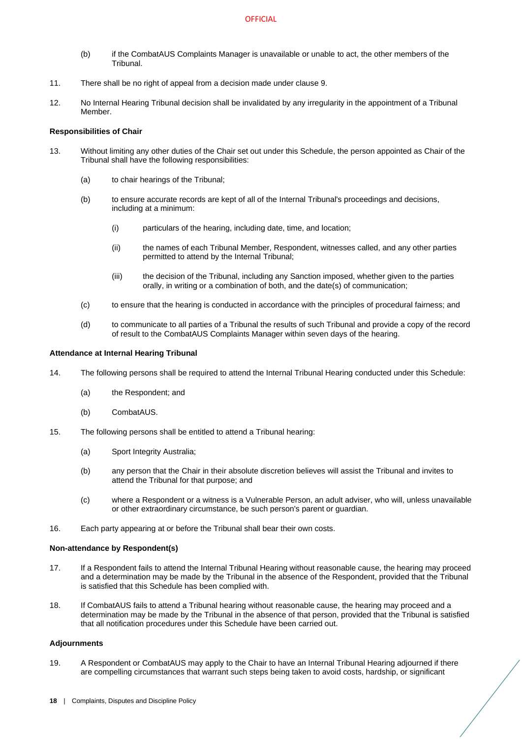(b) if the CombatAUS Complaints Manager is unavailable or unable to act, the other members of the Tribunal.

11. There shall be no right of appeal from a decision made under clause 9.

12. No Internal Hearing Tribunal decision shall be invalidated by any irregularity in the appointment of a Tribunal Member.

**Responsibilities of Chair**

13. Without limiting any other duties of the Chair set out under this Schedule, the person appointed as Chair of the Tribunal shall have the following responsibilities:

    (a) to chair hearings of the Tribunal;

    (b) to ensure accurate records are kept of all of the Internal Tribunal's proceedings and decisions, including at a minimum:

        (i) particulars of the hearing, including date, time, and location;

        (ii) the names of each Tribunal Member, Respondent, witnesses called, and any other parties permitted to attend by the Internal Tribunal;

        (iii) the decision of the Tribunal, including any Sanction imposed, whether given to the parties orally, in writing or a combination of both, and the date(s) of communication;

    (c) to ensure that the hearing is conducted in accordance with the principles of procedural fairness; and

    (d) to communicate to all parties of a Tribunal the results of such Tribunal and provide a copy of the record of result to the CombatAUS Complaints Manager within seven days of the hearing.

**Attendance at Internal Hearing Tribunal**

14. The following persons shall be required to attend the Internal Tribunal Hearing conducted under this Schedule:

    (a) the Respondent; and

    (b) CombatAUS.

15. The following persons shall be entitled to attend a Tribunal hearing:

    (a) Sport Integrity Australia;

    (b) any person that the Chair in their absolute discretion believes will assist the Tribunal and invites to attend the Tribunal for that purpose; and

    (c) where a Respondent or a witness is a Vulnerable Person, an adult adviser, who will, unless unavailable or other extraordinary circumstance, be such person's parent or guardian.

16. Each party appearing at or before the Tribunal shall bear their own costs.

**Non-attendance by Respondent(s)**

17. If a Respondent fails to attend the Internal Tribunal Hearing without reasonable cause, the hearing may proceed and a determination may be made by the Tribunal in the absence of the Respondent, provided that the Tribunal is satisfied that this Schedule has been complied with.

18. If CombatAUS fails to attend a Tribunal hearing without reasonable cause, the hearing may proceed and a determination may be made by the Tribunal in the absence of that person, provided that the Tribunal is satisfied that all notification procedures under this Schedule have been carried out.

**Adjournments**

19. A Respondent or CombatAUS may apply to the Chair to have an Internal Tribunal Hearing adjourned if there are compelling circumstances that warrant such steps being taken to avoid costs, hardship, or significant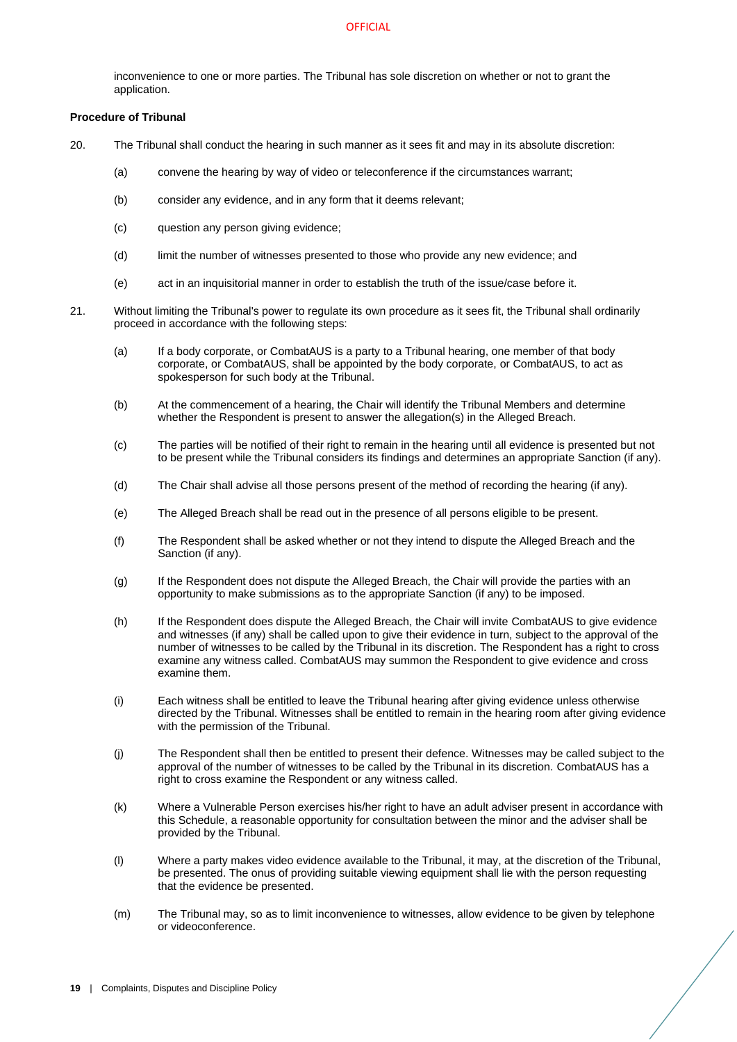inconvenience to one or more parties. The Tribunal has sole discretion on whether or not to grant the application.

**Procedure of Tribunal**

20. The Tribunal shall conduct the hearing in such manner as it sees fit and may in its absolute discretion:

    (a) convene the hearing by way of video or teleconference if the circumstances warrant;

    (b) consider any evidence, and in any form that it deems relevant;

    (c) question any person giving evidence;

    (d) limit the number of witnesses presented to those who provide any new evidence; and

    (e) act in an inquisitorial manner in order to establish the truth of the issue/case before it.

21. Without limiting the Tribunal's power to regulate its own procedure as it sees fit, the Tribunal shall ordinarily proceed in accordance with the following steps:

    (a) If a body corporate, or CombatAUS is a party to a Tribunal hearing, one member of that body corporate, or CombatAUS, shall be appointed by the body corporate, or CombatAUS, to act as spokesperson for such body at the Tribunal.

    (b) At the commencement of a hearing, the Chair will identify the Tribunal Members and determine whether the Respondent is present to answer the allegation(s) in the Alleged Breach.

    (c) The parties will be notified of their right to remain in the hearing until all evidence is presented but not to be present while the Tribunal considers its findings and determines an appropriate Sanction (if any).

    (d) The Chair shall advise all those persons present of the method of recording the hearing (if any).

    (e) The Alleged Breach shall be read out in the presence of all persons eligible to be present.

    (f) The Respondent shall be asked whether or not they intend to dispute the Alleged Breach and the Sanction (if any).

    (g) If the Respondent does not dispute the Alleged Breach, the Chair will provide the parties with an opportunity to make submissions as to the appropriate Sanction (if any) to be imposed.

    (h) If the Respondent does dispute the Alleged Breach, the Chair will invite CombatAUS to give evidence and witnesses (if any) shall be called upon to give their evidence in turn, subject to the approval of the number of witnesses to be called by the Tribunal in its discretion. The Respondent has a right to cross examine any witness called. CombatAUS may summon the Respondent to give evidence and cross examine them.

    (i) Each witness shall be entitled to leave the Tribunal hearing after giving evidence unless otherwise directed by the Tribunal. Witnesses shall be entitled to remain in the hearing room after giving evidence with the permission of the Tribunal.

    (j) The Respondent shall then be entitled to present their defence. Witnesses may be called subject to the approval of the number of witnesses to be called by the Tribunal in its discretion. CombatAUS has a right to cross examine the Respondent or any witness called.

    (k) Where a Vulnerable Person exercises his/her right to have an adult adviser present in accordance with this Schedule, a reasonable opportunity for consultation between the minor and the adviser shall be provided by the Tribunal.

    (l) Where a party makes video evidence available to the Tribunal, it may, at the discretion of the Tribunal, be presented. The onus of providing suitable viewing equipment shall lie with the person requesting that the evidence be presented.

    (m) The Tribunal may, so as to limit inconvenience to witnesses, allow evidence to be given by telephone or videoconference.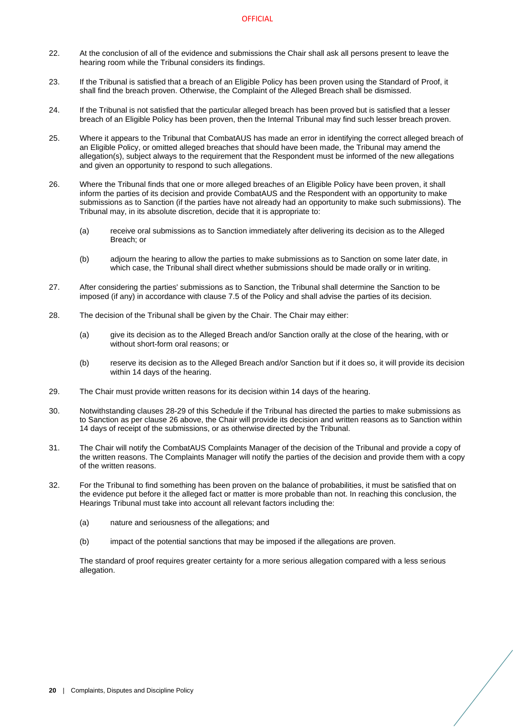22. At the conclusion of all of the evidence and submissions the Chair shall ask all persons present to leave the hearing room while the Tribunal considers its findings.

23. If the Tribunal is satisfied that a breach of an Eligible Policy has been proven using the Standard of Proof, it shall find the breach proven. Otherwise, the Complaint of the Alleged Breach shall be dismissed.

24. If the Tribunal is not satisfied that the particular alleged breach has been proved but is satisfied that a lesser breach of an Eligible Policy has been proven, then the Internal Tribunal may find such lesser breach proven.

25. Where it appears to the Tribunal that CombatAUS has made an error in identifying the correct alleged breach of an Eligible Policy, or omitted alleged breaches that should have been made, the Tribunal may amend the allegation(s), subject always to the requirement that the Respondent must be informed of the new allegations and given an opportunity to respond to such allegations.

26. Where the Tribunal finds that one or more alleged breaches of an Eligible Policy have been proven, it shall inform the parties of its decision and provide CombatAUS and the Respondent with an opportunity to make submissions as to Sanction (if the parties have not already had an opportunity to make such submissions). The Tribunal may, in its absolute discretion, decide that it is appropriate to:

    (a) receive oral submissions as to Sanction immediately after delivering its decision as to the Alleged Breach; or

    (b) adjourn the hearing to allow the parties to make submissions as to Sanction on some later date, in which case, the Tribunal shall direct whether submissions should be made orally or in writing.

27. After considering the parties' submissions as to Sanction, the Tribunal shall determine the Sanction to be imposed (if any) in accordance with clause 7.5 of the Policy and shall advise the parties of its decision.

28. The decision of the Tribunal shall be given by the Chair. The Chair may either:

    (a) give its decision as to the Alleged Breach and/or Sanction orally at the close of the hearing, with or without short-form oral reasons; or

    (b) reserve its decision as to the Alleged Breach and/or Sanction but if it does so, it will provide its decision within 14 days of the hearing.

29. The Chair must provide written reasons for its decision within 14 days of the hearing.

30. Notwithstanding clauses 28-29 of this Schedule if the Tribunal has directed the parties to make submissions as to Sanction as per clause 26 above, the Chair will provide its decision and written reasons as to Sanction within 14 days of receipt of the submissions, or as otherwise directed by the Tribunal.

31. The Chair will notify the CombatAUS Complaints Manager of the decision of the Tribunal and provide a copy of the written reasons. The Complaints Manager will notify the parties of the decision and provide them with a copy of the written reasons.

32. For the Tribunal to find something has been proven on the balance of probabilities, it must be satisfied that on the evidence put before it the alleged fact or matter is more probable than not. In reaching this conclusion, the Hearings Tribunal must take into account all relevant factors including the:

    (a) nature and seriousness of the allegations; and

    (b) impact of the potential sanctions that may be imposed if the allegations are proven.

    The standard of proof requires greater certainty for a more serious allegation compared with a less serious allegation.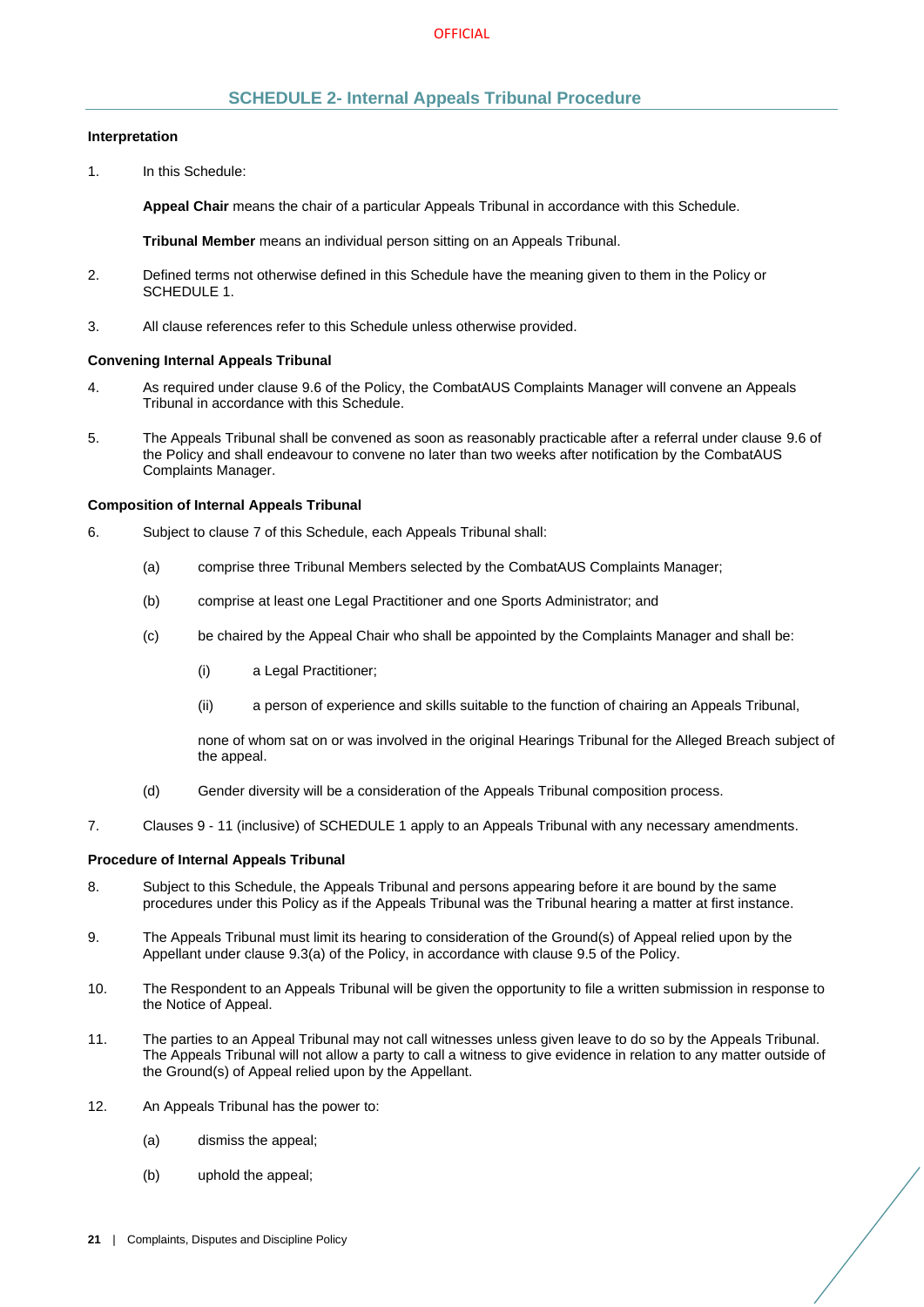## SCHEDULE 2- Internal Appeals Tribunal Procedure

**Interpretation**

1. In this Schedule:

   **Appeal Chair** means the chair of a particular Appeals Tribunal in accordance with this Schedule.

   **Tribunal Member** means an individual person sitting on an Appeals Tribunal.

2. Defined terms not otherwise defined in this Schedule have the meaning given to them in the Policy or SCHEDULE 1.

3. All clause references refer to this Schedule unless otherwise provided.

**Convening Internal Appeals Tribunal**

4. As required under clause 9.6 of the Policy, the CombatAUS Complaints Manager will convene an Appeals Tribunal in accordance with this Schedule.

5. The Appeals Tribunal shall be convened as soon as reasonably practicable after a referral under clause 9.6 of the Policy and shall endeavour to convene no later than two weeks after notification by the CombatAUS Complaints Manager.

**Composition of Internal Appeals Tribunal**

6. Subject to clause 7 of this Schedule, each Appeals Tribunal shall:

   (a) comprise three Tribunal Members selected by the CombatAUS Complaints Manager;

   (b) comprise at least one Legal Practitioner and one Sports Administrator; and

   (c) be chaired by the Appeal Chair who shall be appointed by the Complaints Manager and shall be:

      (i) a Legal Practitioner;

      (ii) a person of experience and skills suitable to the function of chairing an Appeals Tribunal,

   none of whom sat on or was involved in the original Hearings Tribunal for the Alleged Breach subject of the appeal.

   (d) Gender diversity will be a consideration of the Appeals Tribunal composition process.

7. Clauses 9 - 11 (inclusive) of SCHEDULE 1 apply to an Appeals Tribunal with any necessary amendments.

**Procedure of Internal Appeals Tribunal**

8. Subject to this Schedule, the Appeals Tribunal and persons appearing before it are bound by the same procedures under this Policy as if the Appeals Tribunal was the Tribunal hearing a matter at first instance.

9. The Appeals Tribunal must limit its hearing to consideration of the Ground(s) of Appeal relied upon by the Appellant under clause 9.3(a) of the Policy, in accordance with clause 9.5 of the Policy.

10. The Respondent to an Appeals Tribunal will be given the opportunity to file a written submission in response to the Notice of Appeal.

11. The parties to an Appeal Tribunal may not call witnesses unless given leave to do so by the Appeals Tribunal. The Appeals Tribunal will not allow a party to call a witness to give evidence in relation to any matter outside of the Ground(s) of Appeal relied upon by the Appellant.

12. An Appeals Tribunal has the power to:

   (a) dismiss the appeal;

   (b) uphold the appeal;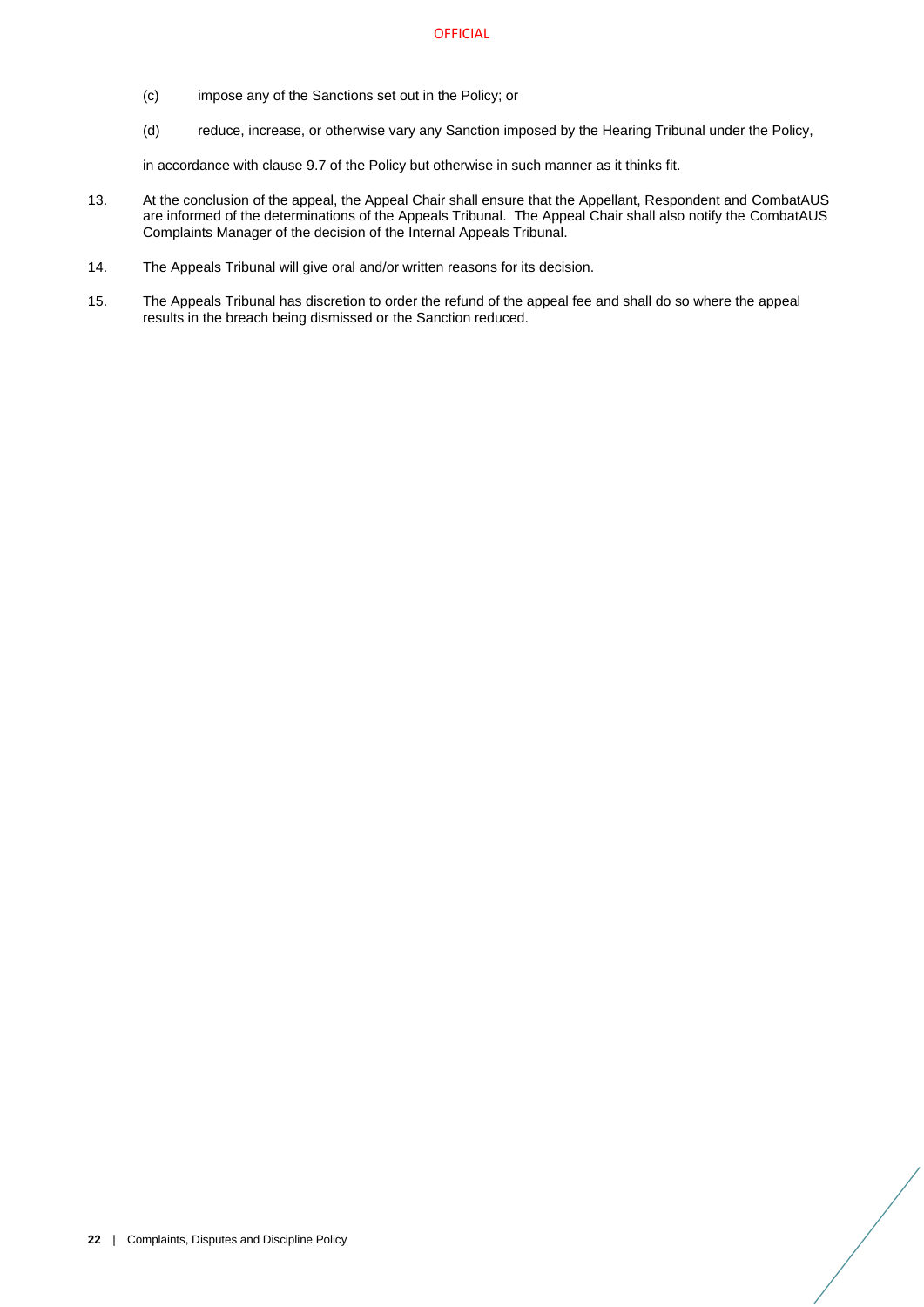(c) impose any of the Sanctions set out in the Policy; or

(d) reduce, increase, or otherwise vary any Sanction imposed by the Hearing Tribunal under the Policy,

in accordance with clause 9.7 of the Policy but otherwise in such manner as it thinks fit.

13. At the conclusion of the appeal, the Appeal Chair shall ensure that the Appellant, Respondent and CombatAUS are informed of the determinations of the Appeals Tribunal. The Appeal Chair shall also notify the CombatAUS Complaints Manager of the decision of the Internal Appeals Tribunal.

14. The Appeals Tribunal will give oral and/or written reasons for its decision.

15. The Appeals Tribunal has discretion to order the refund of the appeal fee and shall do so where the appeal results in the breach being dismissed or the Sanction reduced.